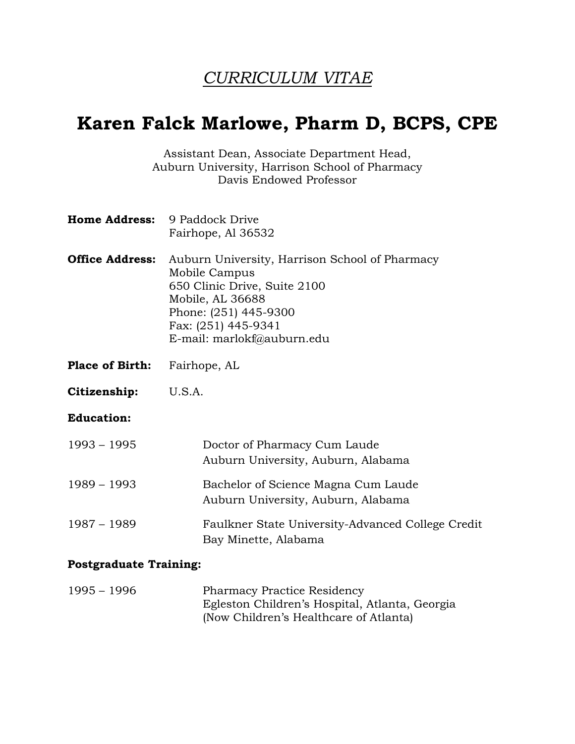# *CURRICULUM VITAE*

# Karen Falck Marlowe, Pharm D, BCPS, CPE

Assistant Dean, Associate Department Head,
Auburn University, Harrison School of Pharmacy
Davis Endowed Professor

**Home Address:** 9 Paddock Drive
Fairhope, Al 36532

**Office Address:** Auburn University, Harrison School of Pharmacy
Mobile Campus
650 Clinic Drive, Suite 2100
Mobile, AL 36688
Phone: (251) 445-9300
Fax: (251) 445-9341
E-mail: marlokf@auburn.edu

**Place of Birth:** Fairhope, AL

**Citizenship:** U.S.A.

**Education:**

1993 – 1995 Doctor of Pharmacy Cum Laude
Auburn University, Auburn, Alabama

1989 – 1993 Bachelor of Science Magna Cum Laude
Auburn University, Auburn, Alabama

1987 – 1989 Faulkner State University-Advanced College Credit
Bay Minette, Alabama

**Postgraduate Training:**

1995 – 1996 Pharmacy Practice Residency
Egleston Children's Hospital, Atlanta, Georgia
(Now Children's Healthcare of Atlanta)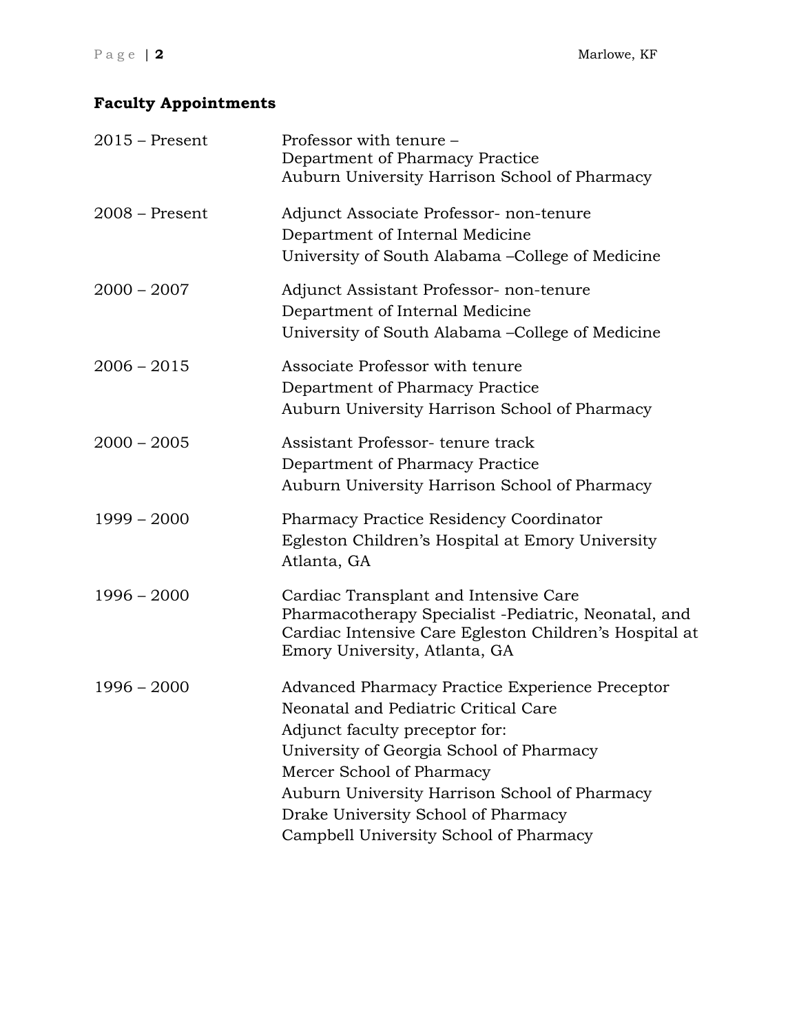## Faculty Appointments

| | |
|---|---|
| 2015 – Present | Professor with tenure – Department of Pharmacy Practice Auburn University Harrison School of Pharmacy |
| 2008 – Present | Adjunct Associate Professor- non-tenure Department of Internal Medicine University of South Alabama –College of Medicine |
| 2000 – 2007 | Adjunct Assistant Professor- non-tenure Department of Internal Medicine University of South Alabama –College of Medicine |
| 2006 – 2015 | Associate Professor with tenure Department of Pharmacy Practice Auburn University Harrison School of Pharmacy |
| 2000 – 2005 | Assistant Professor- tenure track Department of Pharmacy Practice Auburn University Harrison School of Pharmacy |
| 1999 – 2000 | Pharmacy Practice Residency Coordinator Egleston Children's Hospital at Emory University Atlanta, GA |
| 1996 – 2000 | Cardiac Transplant and Intensive Care Pharmacotherapy Specialist -Pediatric, Neonatal, and Cardiac Intensive Care Egleston Children's Hospital at Emory University, Atlanta, GA |
| 1996 – 2000 | Advanced Pharmacy Practice Experience Preceptor Neonatal and Pediatric Critical Care Adjunct faculty preceptor for: University of Georgia School of Pharmacy Mercer School of Pharmacy Auburn University Harrison School of Pharmacy Drake University School of Pharmacy Campbell University School of Pharmacy |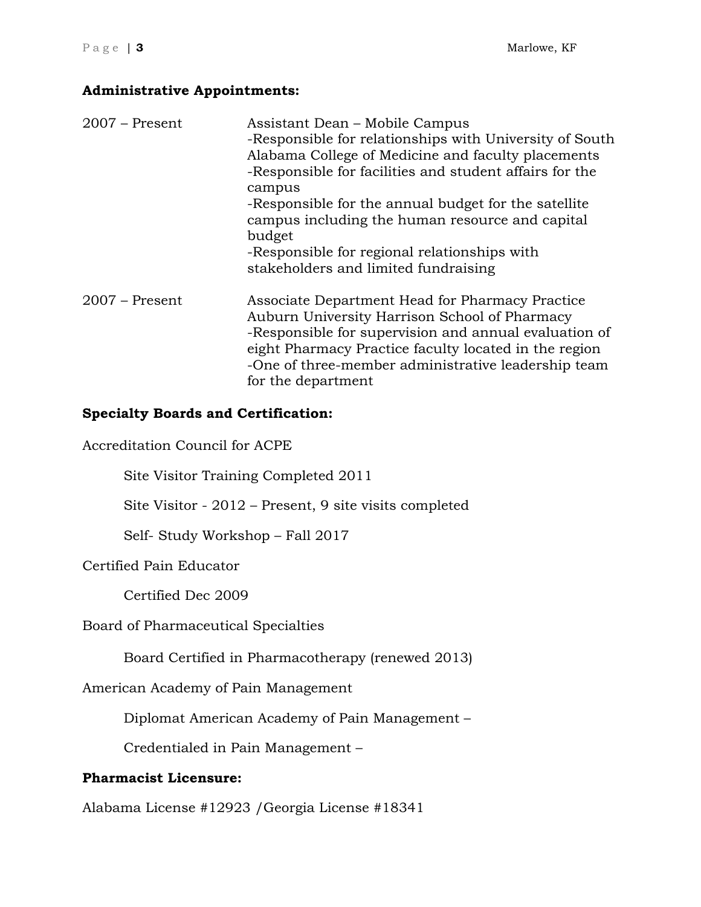**Administrative Appointments:**

2007 – Present — Assistant Dean – Mobile Campus
-Responsible for relationships with University of South Alabama College of Medicine and faculty placements
-Responsible for facilities and student affairs for the campus
-Responsible for the annual budget for the satellite campus including the human resource and capital budget
-Responsible for regional relationships with stakeholders and limited fundraising

2007 – Present — Associate Department Head for Pharmacy Practice
Auburn University Harrison School of Pharmacy
-Responsible for supervision and annual evaluation of eight Pharmacy Practice faculty located in the region
-One of three-member administrative leadership team for the department

**Specialty Boards and Certification:**

Accreditation Council for ACPE

Site Visitor Training Completed 2011

Site Visitor - 2012 – Present, 9 site visits completed

Self- Study Workshop – Fall 2017

Certified Pain Educator

Certified Dec 2009

Board of Pharmaceutical Specialties

Board Certified in Pharmacotherapy (renewed 2013)

American Academy of Pain Management

Diplomat American Academy of Pain Management –

Credentialed in Pain Management –

**Pharmacist Licensure:**

Alabama License #12923 /Georgia License #18341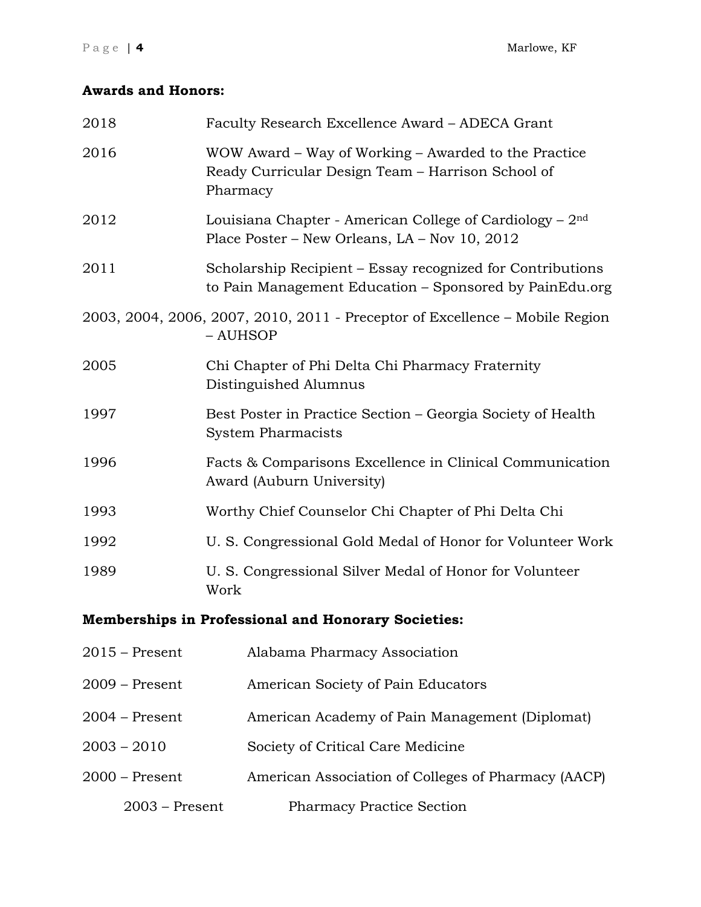**Awards and Honors:**

| | |
|---|---|
| 2018 | Faculty Research Excellence Award – ADECA Grant |
| 2016 | WOW Award – Way of Working – Awarded to the Practice Ready Curricular Design Team – Harrison School of Pharmacy |
| 2012 | Louisiana Chapter - American College of Cardiology – 2nd Place Poster – New Orleans, LA – Nov 10, 2012 |
| 2011 | Scholarship Recipient – Essay recognized for Contributions to Pain Management Education – Sponsored by PainEdu.org |
| 2003, 2004, 2006, 2007, 2010, 2011 | Preceptor of Excellence – Mobile Region – AUHSOP |
| 2005 | Chi Chapter of Phi Delta Chi Pharmacy Fraternity Distinguished Alumnus |
| 1997 | Best Poster in Practice Section – Georgia Society of Health System Pharmacists |
| 1996 | Facts & Comparisons Excellence in Clinical Communication Award (Auburn University) |
| 1993 | Worthy Chief Counselor Chi Chapter of Phi Delta Chi |
| 1992 | U. S. Congressional Gold Medal of Honor for Volunteer Work |
| 1989 | U. S. Congressional Silver Medal of Honor for Volunteer Work |

**Memberships in Professional and Honorary Societies:**

| | |
|---|---|
| 2015 – Present | Alabama Pharmacy Association |
| 2009 – Present | American Society of Pain Educators |
| 2004 – Present | American Academy of Pain Management (Diplomat) |
| 2003 – 2010 | Society of Critical Care Medicine |
| 2000 – Present | American Association of Colleges of Pharmacy (AACP) |
| &nbsp;&nbsp;&nbsp;&nbsp;2003 – Present | &nbsp;&nbsp;&nbsp;&nbsp;Pharmacy Practice Section |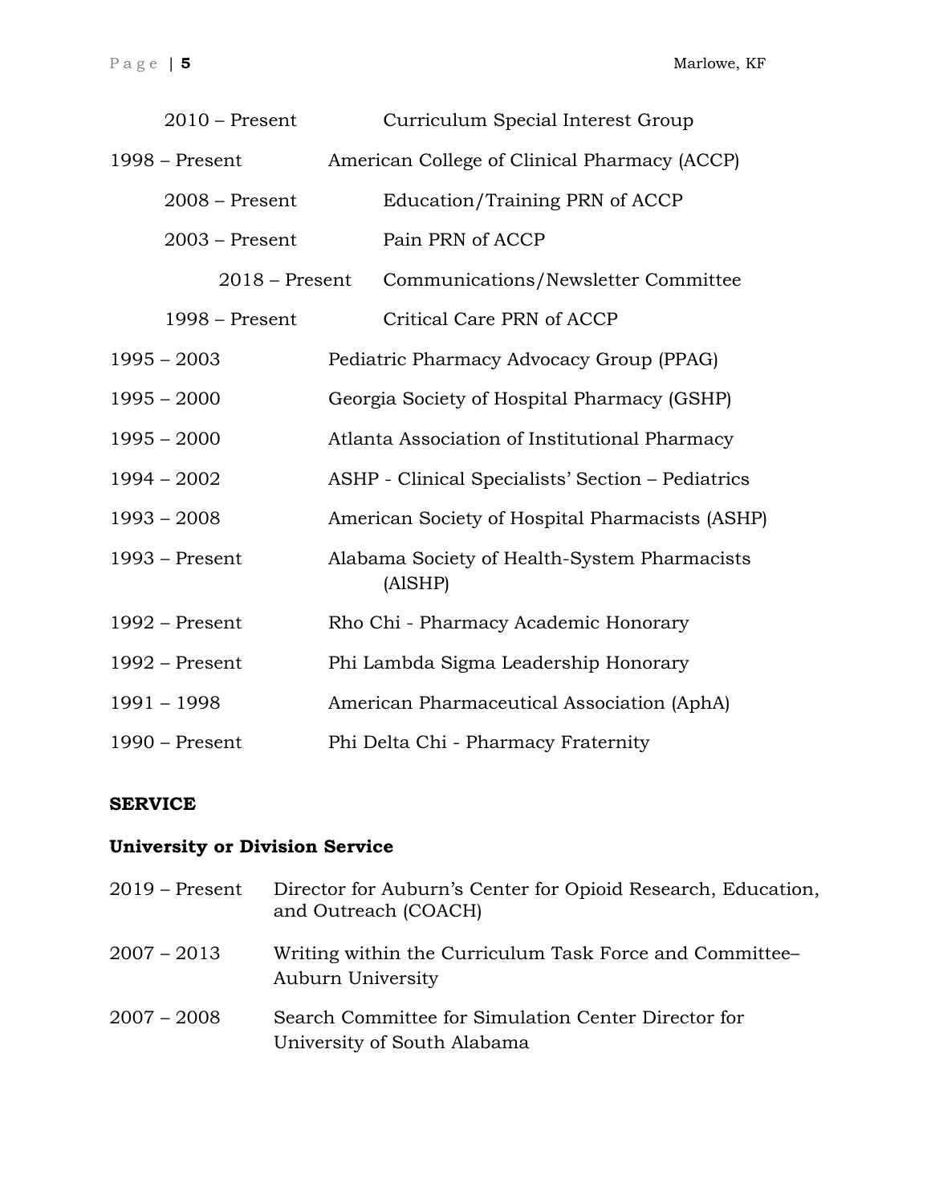- 2010 – Present Curriculum Special Interest Group

1998 – Present American College of Clinical Pharmacy (ACCP)

- 2008 – Present Education/Training PRN of ACCP
- 2003 – Present Pain PRN of ACCP
    - 2018 – Present Communications/Newsletter Committee
- 1998 – Present Critical Care PRN of ACCP

1995 – 2003 Pediatric Pharmacy Advocacy Group (PPAG)

1995 – 2000 Georgia Society of Hospital Pharmacy (GSHP)

1995 – 2000 Atlanta Association of Institutional Pharmacy

1994 – 2002 ASHP - Clinical Specialists' Section – Pediatrics

1993 – 2008 American Society of Hospital Pharmacists (ASHP)

1993 – Present Alabama Society of Health-System Pharmacists (AlSHP)

1992 – Present Rho Chi - Pharmacy Academic Honorary

1992 – Present Phi Lambda Sigma Leadership Honorary

1991 – 1998 American Pharmaceutical Association (AphA)

1990 – Present Phi Delta Chi - Pharmacy Fraternity

## SERVICE

### University or Division Service

2019 – Present Director for Auburn's Center for Opioid Research, Education, and Outreach (COACH)

2007 – 2013 Writing within the Curriculum Task Force and Committee– Auburn University

2007 – 2008 Search Committee for Simulation Center Director for University of South Alabama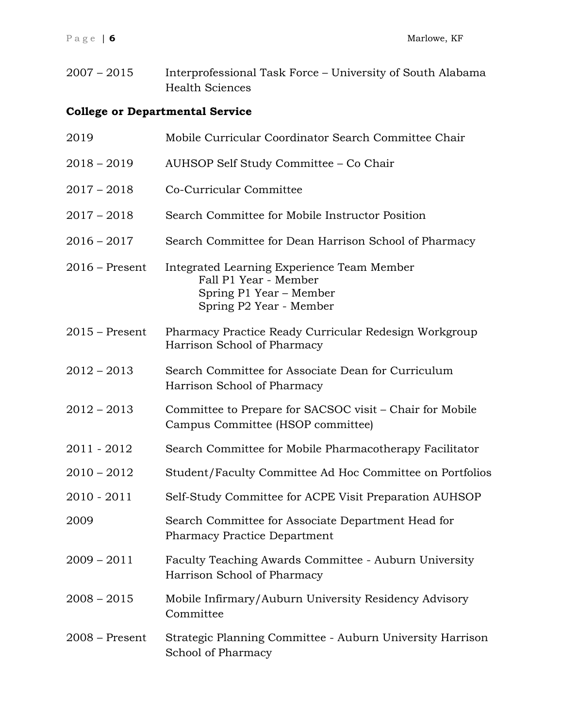2007 – 2015 Interprofessional Task Force – University of South Alabama Health Sciences

**College or Departmental Service**

2019 Mobile Curricular Coordinator Search Committee Chair

2018 – 2019 AUHSOP Self Study Committee – Co Chair

2017 – 2018 Co-Curricular Committee

2017 – 2018 Search Committee for Mobile Instructor Position

2016 – 2017 Search Committee for Dean Harrison School of Pharmacy

2016 – Present Integrated Learning Experience Team Member
- Fall P1 Year - Member
- Spring P1 Year – Member
- Spring P2 Year - Member

2015 – Present Pharmacy Practice Ready Curricular Redesign Workgroup Harrison School of Pharmacy

2012 – 2013 Search Committee for Associate Dean for Curriculum Harrison School of Pharmacy

2012 – 2013 Committee to Prepare for SACSOC visit – Chair for Mobile Campus Committee (HSOP committee)

2011 - 2012 Search Committee for Mobile Pharmacotherapy Facilitator

2010 – 2012 Student/Faculty Committee Ad Hoc Committee on Portfolios

2010 - 2011 Self-Study Committee for ACPE Visit Preparation AUHSOP

2009 Search Committee for Associate Department Head for Pharmacy Practice Department

2009 – 2011 Faculty Teaching Awards Committee - Auburn University Harrison School of Pharmacy

2008 – 2015 Mobile Infirmary/Auburn University Residency Advisory Committee

2008 – Present Strategic Planning Committee - Auburn University Harrison School of Pharmacy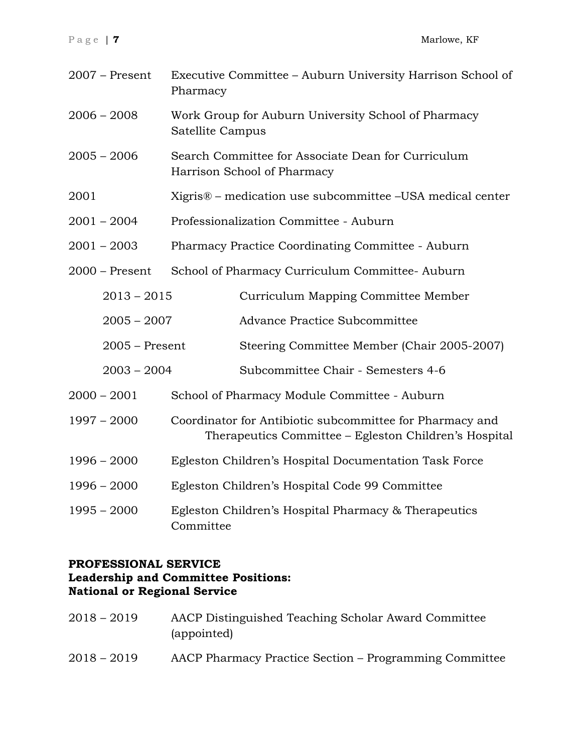2007 – Present Executive Committee – Auburn University Harrison School of Pharmacy

2006 – 2008 Work Group for Auburn University School of Pharmacy Satellite Campus

2005 – 2006 Search Committee for Associate Dean for Curriculum Harrison School of Pharmacy

2001 Xigris® – medication use subcommittee –USA medical center

2001 – 2004 Professionalization Committee - Auburn

2001 – 2003 Pharmacy Practice Coordinating Committee - Auburn

2000 – Present School of Pharmacy Curriculum Committee- Auburn

- 2013 – 2015 Curriculum Mapping Committee Member
- 2005 – 2007 Advance Practice Subcommittee
- 2005 – Present Steering Committee Member (Chair 2005-2007)
- 2003 – 2004 Subcommittee Chair - Semesters 4-6

2000 – 2001 School of Pharmacy Module Committee - Auburn

1997 – 2000 Coordinator for Antibiotic subcommittee for Pharmacy and Therapeutics Committee – Egleston Children's Hospital

1996 – 2000 Egleston Children's Hospital Documentation Task Force

1996 – 2000 Egleston Children's Hospital Code 99 Committee

1995 – 2000 Egleston Children's Hospital Pharmacy & Therapeutics Committee

**PROFESSIONAL SERVICE**
**Leadership and Committee Positions:**
**National or Regional Service**

2018 – 2019 AACP Distinguished Teaching Scholar Award Committee (appointed)

2018 – 2019 AACP Pharmacy Practice Section – Programming Committee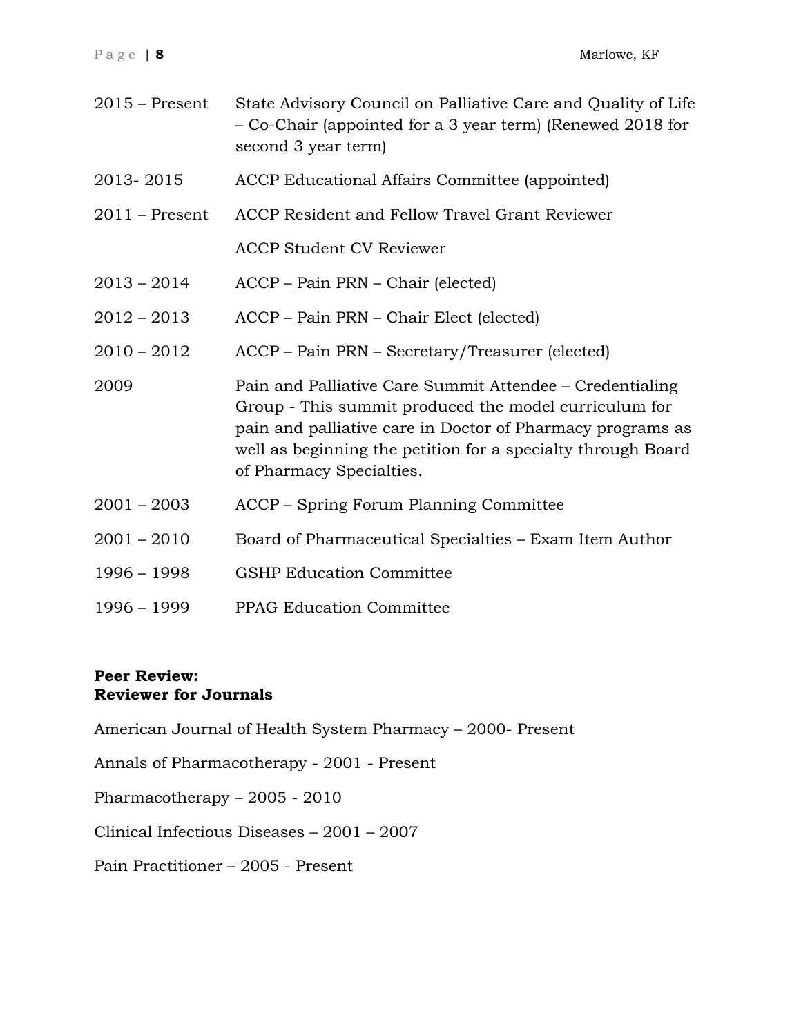| | |
|---|---|
| 2015 – Present | State Advisory Council on Palliative Care and Quality of Life – Co-Chair (appointed for a 3 year term) (Renewed 2018 for second 3 year term) |
| 2013- 2015 | ACCP Educational Affairs Committee (appointed) |
| 2011 – Present | ACCP Resident and Fellow Travel Grant Reviewer |
| | ACCP Student CV Reviewer |
| 2013 – 2014 | ACCP – Pain PRN – Chair (elected) |
| 2012 – 2013 | ACCP – Pain PRN – Chair Elect (elected) |
| 2010 – 2012 | ACCP – Pain PRN – Secretary/Treasurer (elected) |
| 2009 | Pain and Palliative Care Summit Attendee – Credentialing Group - This summit produced the model curriculum for pain and palliative care in Doctor of Pharmacy programs as well as beginning the petition for a specialty through Board of Pharmacy Specialties. |
| 2001 – 2003 | ACCP – Spring Forum Planning Committee |
| 2001 – 2010 | Board of Pharmaceutical Specialties – Exam Item Author |
| 1996 – 1998 | GSHP Education Committee |
| 1996 – 1999 | PPAG Education Committee |

**Peer Review:**
**Reviewer for Journals**

American Journal of Health System Pharmacy – 2000- Present

Annals of Pharmacotherapy - 2001 - Present

Pharmacotherapy – 2005 - 2010

Clinical Infectious Diseases – 2001 – 2007

Pain Practitioner – 2005 - Present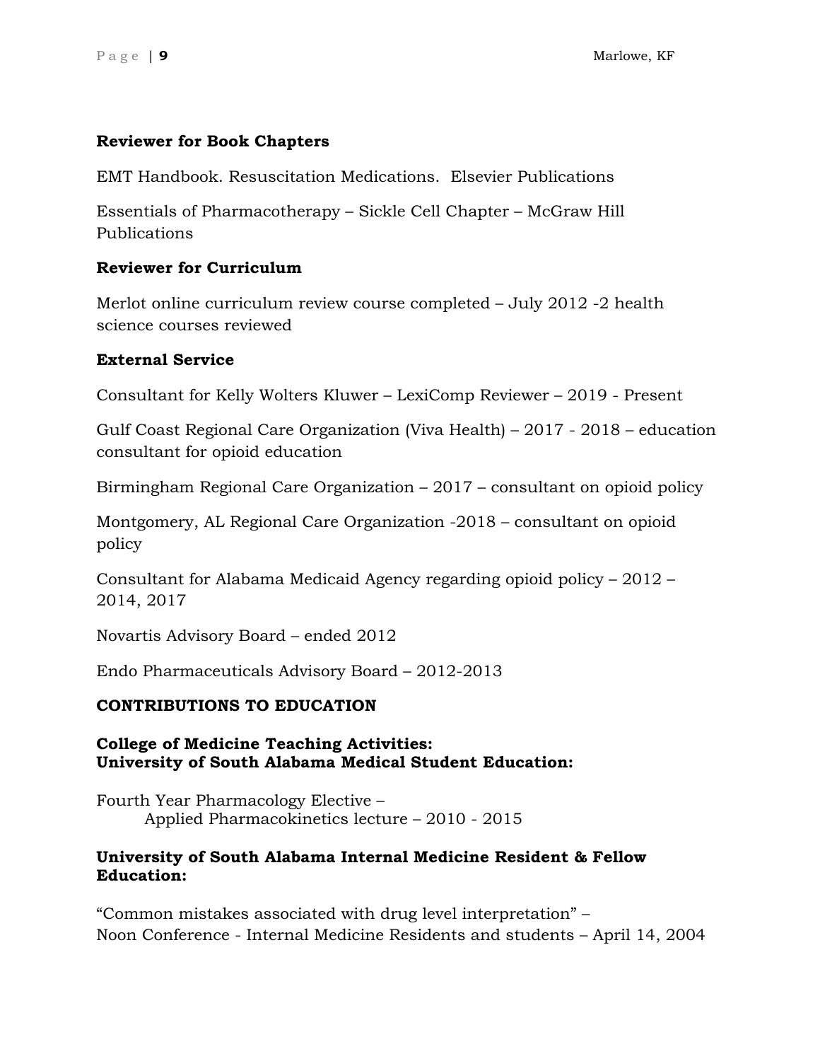**Reviewer for Book Chapters**

EMT Handbook. Resuscitation Medications. Elsevier Publications

Essentials of Pharmacotherapy – Sickle Cell Chapter – McGraw Hill Publications

**Reviewer for Curriculum**

Merlot online curriculum review course completed – July 2012 -2 health science courses reviewed

**External Service**

Consultant for Kelly Wolters Kluwer – LexiComp Reviewer – 2019 - Present

Gulf Coast Regional Care Organization (Viva Health) – 2017 - 2018 – education consultant for opioid education

Birmingham Regional Care Organization – 2017 – consultant on opioid policy

Montgomery, AL Regional Care Organization -2018 – consultant on opioid policy

Consultant for Alabama Medicaid Agency regarding opioid policy – 2012 – 2014, 2017

Novartis Advisory Board – ended 2012

Endo Pharmaceuticals Advisory Board – 2012-2013

## CONTRIBUTIONS TO EDUCATION

**College of Medicine Teaching Activities:**
**University of South Alabama Medical Student Education:**

Fourth Year Pharmacology Elective –
 Applied Pharmacokinetics lecture – 2010 - 2015

**University of South Alabama Internal Medicine Resident & Fellow Education:**

"Common mistakes associated with drug level interpretation" –
Noon Conference - Internal Medicine Residents and students – April 14, 2004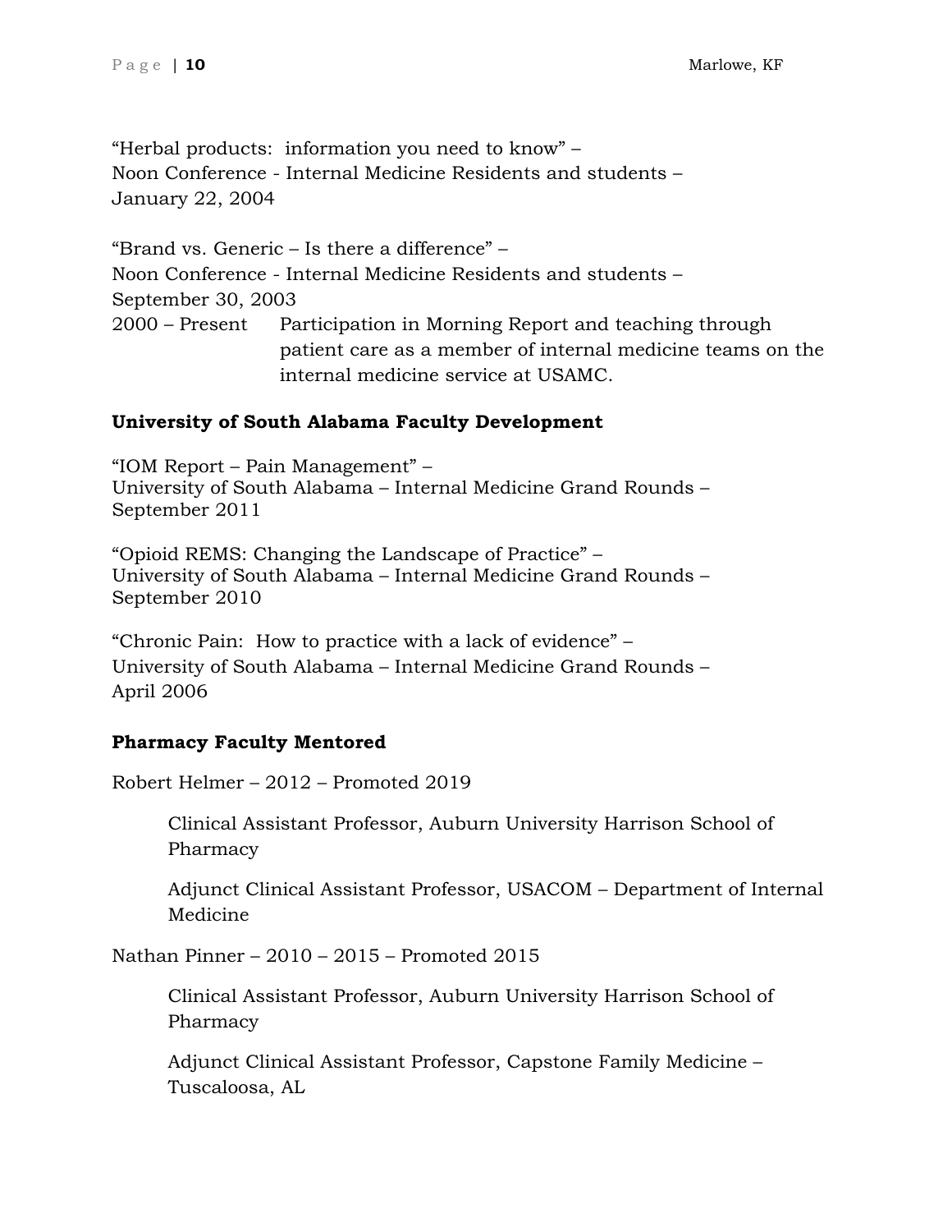"Herbal products: information you need to know" –
Noon Conference - Internal Medicine Residents and students –
January 22, 2004

"Brand vs. Generic – Is there a difference" –
Noon Conference - Internal Medicine Residents and students –
September 30, 2003

2000 – Present Participation in Morning Report and teaching through patient care as a member of internal medicine teams on the internal medicine service at USAMC.

**University of South Alabama Faculty Development**

"IOM Report – Pain Management" –
University of South Alabama – Internal Medicine Grand Rounds –
September 2011

"Opioid REMS: Changing the Landscape of Practice" –
University of South Alabama – Internal Medicine Grand Rounds –
September 2010

"Chronic Pain: How to practice with a lack of evidence" –
University of South Alabama – Internal Medicine Grand Rounds –
April 2006

**Pharmacy Faculty Mentored**

Robert Helmer – 2012 – Promoted 2019

> Clinical Assistant Professor, Auburn University Harrison School of Pharmacy
>
> Adjunct Clinical Assistant Professor, USACOM – Department of Internal Medicine

Nathan Pinner – 2010 – 2015 – Promoted 2015

> Clinical Assistant Professor, Auburn University Harrison School of Pharmacy
>
> Adjunct Clinical Assistant Professor, Capstone Family Medicine – Tuscaloosa, AL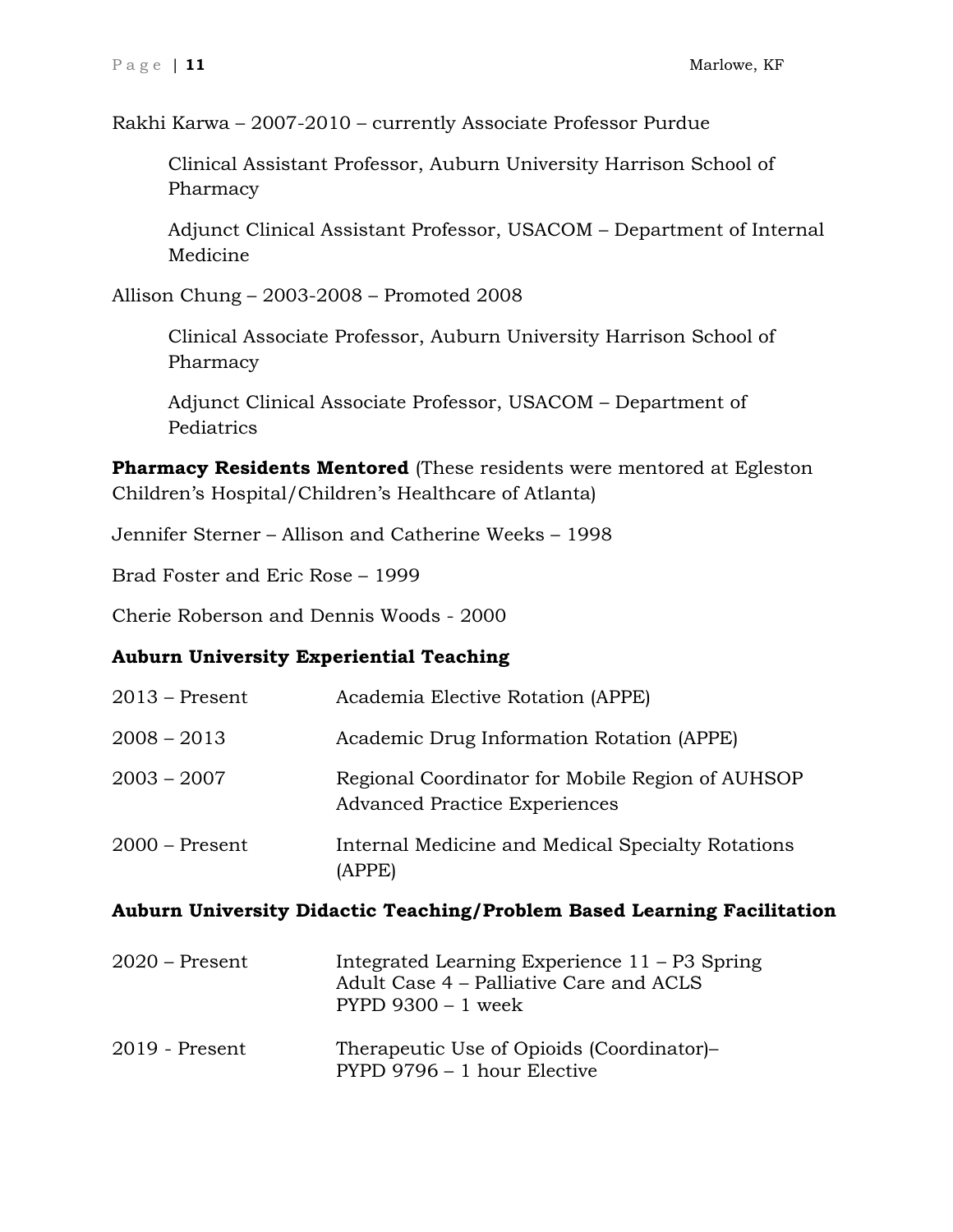Rakhi Karwa – 2007-2010 – currently Associate Professor Purdue

> Clinical Assistant Professor, Auburn University Harrison School of Pharmacy
>
> Adjunct Clinical Assistant Professor, USACOM – Department of Internal Medicine

Allison Chung – 2003-2008 – Promoted 2008

> Clinical Associate Professor, Auburn University Harrison School of Pharmacy
>
> Adjunct Clinical Associate Professor, USACOM – Department of Pediatrics

**Pharmacy Residents Mentored** (These residents were mentored at Egleston Children's Hospital/Children's Healthcare of Atlanta)

Jennifer Sterner – Allison and Catherine Weeks – 1998

Brad Foster and Eric Rose – 1999

Cherie Roberson and Dennis Woods - 2000

### Auburn University Experiential Teaching

| | |
|---|---|
| 2013 – Present | Academia Elective Rotation (APPE) |
| 2008 – 2013 | Academic Drug Information Rotation (APPE) |
| 2003 – 2007 | Regional Coordinator for Mobile Region of AUHSOP Advanced Practice Experiences |
| 2000 – Present | Internal Medicine and Medical Specialty Rotations (APPE) |

### Auburn University Didactic Teaching/Problem Based Learning Facilitation

| | |
|---|---|
| 2020 – Present | Integrated Learning Experience 11 – P3 Spring<br>Adult Case 4 – Palliative Care and ACLS<br>PYPD 9300 – 1 week |
| 2019 - Present | Therapeutic Use of Opioids (Coordinator)–<br>PYPD 9796 – 1 hour Elective |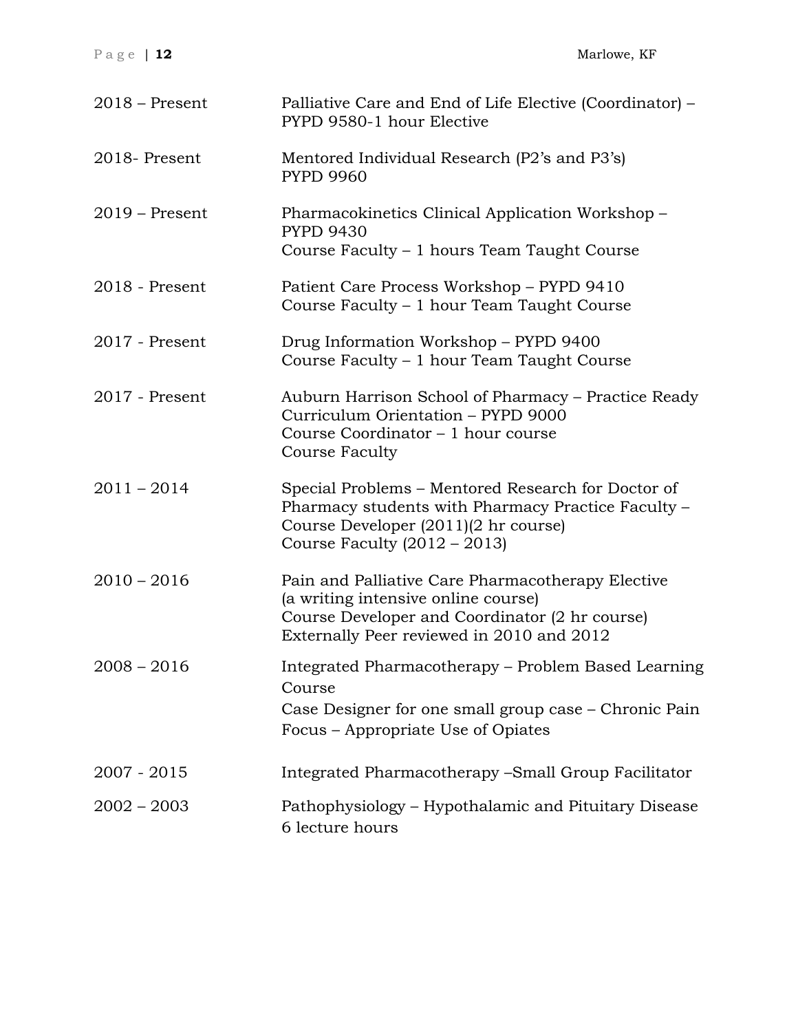| | |
|---|---|
| 2018 – Present | Palliative Care and End of Life Elective (Coordinator) – PYPD 9580-1 hour Elective |
| 2018- Present | Mentored Individual Research (P2's and P3's) PYPD 9960 |
| 2019 – Present | Pharmacokinetics Clinical Application Workshop – PYPD 9430<br>Course Faculty – 1 hours Team Taught Course |
| 2018 - Present | Patient Care Process Workshop – PYPD 9410<br>Course Faculty – 1 hour Team Taught Course |
| 2017 - Present | Drug Information Workshop – PYPD 9400<br>Course Faculty – 1 hour Team Taught Course |
| 2017 - Present | Auburn Harrison School of Pharmacy – Practice Ready Curriculum Orientation – PYPD 9000<br>Course Coordinator – 1 hour course<br>Course Faculty |
| 2011 – 2014 | Special Problems – Mentored Research for Doctor of Pharmacy students with Pharmacy Practice Faculty –<br>Course Developer (2011)(2 hr course)<br>Course Faculty (2012 – 2013) |
| 2010 – 2016 | Pain and Palliative Care Pharmacotherapy Elective (a writing intensive online course)<br>Course Developer and Coordinator (2 hr course)<br>Externally Peer reviewed in 2010 and 2012 |
| 2008 – 2016 | Integrated Pharmacotherapy – Problem Based Learning Course<br>Case Designer for one small group case – Chronic Pain Focus – Appropriate Use of Opiates |
| 2007 - 2015 | Integrated Pharmacotherapy –Small Group Facilitator |
| 2002 – 2003 | Pathophysiology – Hypothalamic and Pituitary Disease<br>6 lecture hours |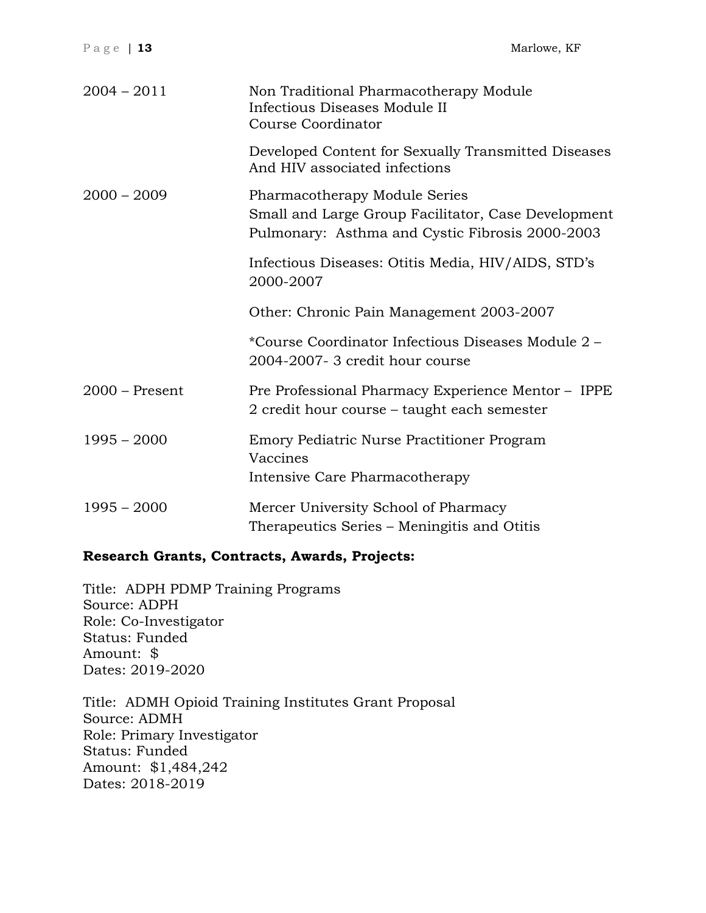| | |
|---|---|
| 2004 – 2011 | Non Traditional Pharmacotherapy Module<br>Infectious Diseases Module II<br>Course Coordinator<br><br>Developed Content for Sexually Transmitted Diseases And HIV associated infections |
| 2000 – 2009 | Pharmacotherapy Module Series<br>Small and Large Group Facilitator, Case Development<br>Pulmonary: Asthma and Cystic Fibrosis 2000-2003<br><br>Infectious Diseases: Otitis Media, HIV/AIDS, STD's 2000-2007<br><br>Other: Chronic Pain Management 2003-2007<br><br>*Course Coordinator Infectious Diseases Module 2 – 2004-2007- 3 credit hour course |
| 2000 – Present | Pre Professional Pharmacy Experience Mentor – IPPE<br>2 credit hour course – taught each semester |
| 1995 – 2000 | Emory Pediatric Nurse Practitioner Program<br>Vaccines<br>Intensive Care Pharmacotherapy |
| 1995 – 2000 | Mercer University School of Pharmacy<br>Therapeutics Series – Meningitis and Otitis |

**Research Grants, Contracts, Awards, Projects:**

Title: ADPH PDMP Training Programs
Source: ADPH
Role: Co-Investigator
Status: Funded
Amount: $
Dates: 2019-2020

Title: ADMH Opioid Training Institutes Grant Proposal
Source: ADMH
Role: Primary Investigator
Status: Funded
Amount: $1,484,242
Dates: 2018-2019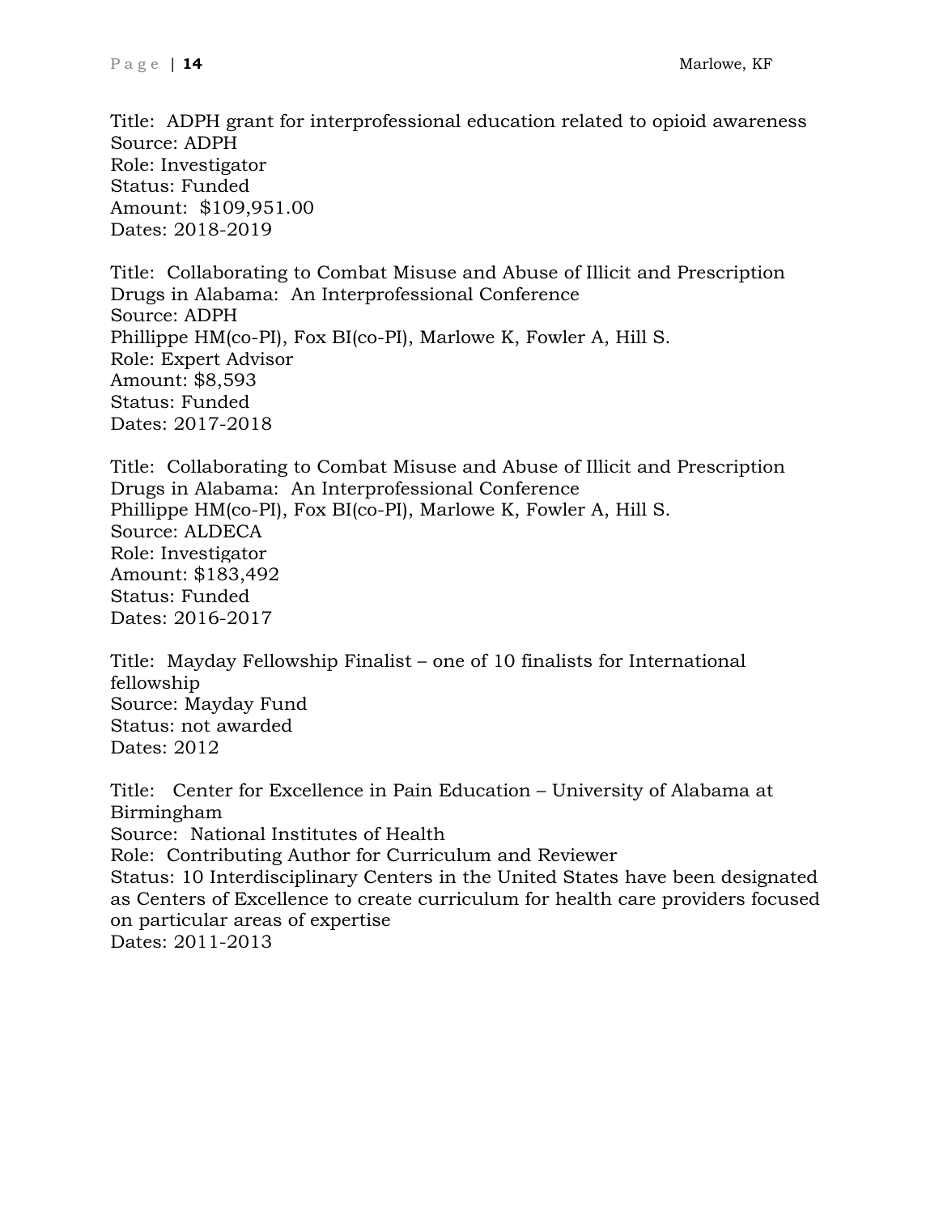Title: ADPH grant for interprofessional education related to opioid awareness
Source: ADPH
Role: Investigator
Status: Funded
Amount: $109,951.00
Dates: 2018-2019

Title: Collaborating to Combat Misuse and Abuse of Illicit and Prescription Drugs in Alabama: An Interprofessional Conference
Source: ADPH
Phillippe HM(co-PI), Fox BI(co-PI), Marlowe K, Fowler A, Hill S.
Role: Expert Advisor
Amount: $8,593
Status: Funded
Dates: 2017-2018

Title: Collaborating to Combat Misuse and Abuse of Illicit and Prescription Drugs in Alabama: An Interprofessional Conference
Phillippe HM(co-PI), Fox BI(co-PI), Marlowe K, Fowler A, Hill S.
Source: ALDECA
Role: Investigator
Amount: $183,492
Status: Funded
Dates: 2016-2017

Title: Mayday Fellowship Finalist – one of 10 finalists for International fellowship
Source: Mayday Fund
Status: not awarded
Dates: 2012

Title: Center for Excellence in Pain Education – University of Alabama at Birmingham
Source: National Institutes of Health
Role: Contributing Author for Curriculum and Reviewer
Status: 10 Interdisciplinary Centers in the United States have been designated as Centers of Excellence to create curriculum for health care providers focused on particular areas of expertise
Dates: 2011-2013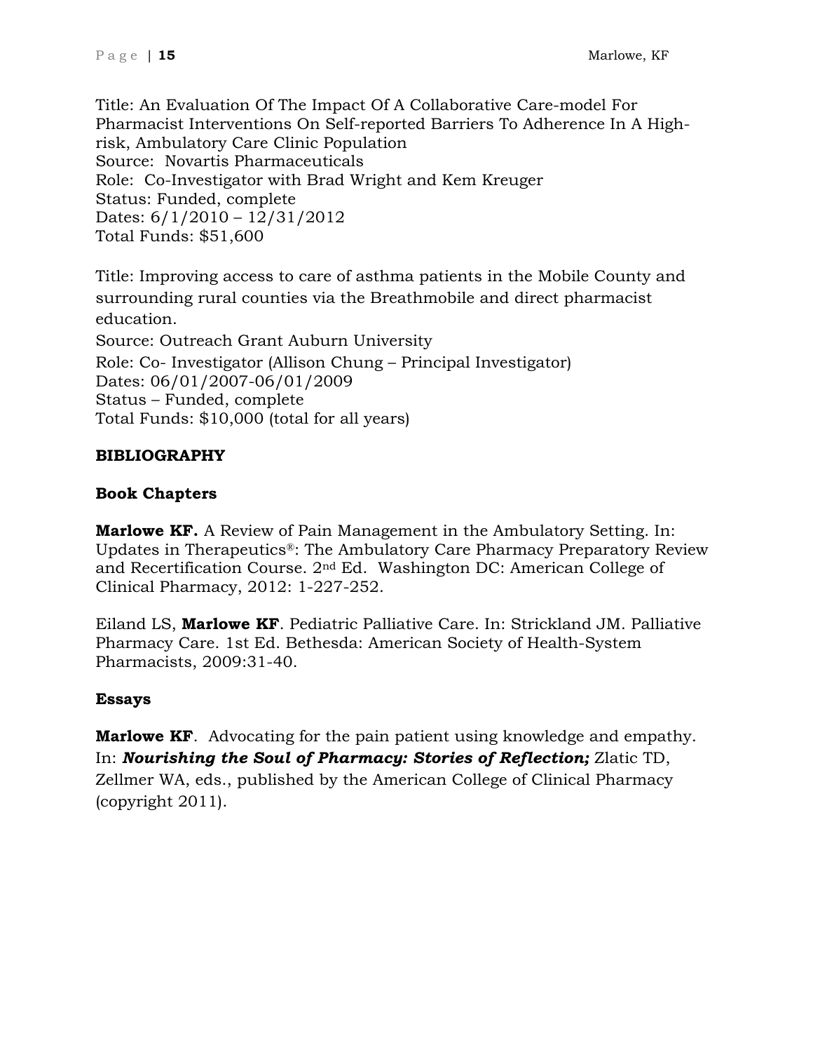Title: An Evaluation Of The Impact Of A Collaborative Care-model For Pharmacist Interventions On Self-reported Barriers To Adherence In A High-risk, Ambulatory Care Clinic Population
Source: Novartis Pharmaceuticals
Role: Co-Investigator with Brad Wright and Kem Kreuger
Status: Funded, complete
Dates: 6/1/2010 – 12/31/2012
Total Funds: $51,600

Title: Improving access to care of asthma patients in the Mobile County and surrounding rural counties via the Breathmobile and direct pharmacist education.
Source: Outreach Grant Auburn University
Role: Co- Investigator (Allison Chung – Principal Investigator)
Dates: 06/01/2007-06/01/2009
Status – Funded, complete
Total Funds: $10,000 (total for all years)

## BIBLIOGRAPHY

### Book Chapters

**Marlowe KF.** A Review of Pain Management in the Ambulatory Setting. In: Updates in Therapeutics®: The Ambulatory Care Pharmacy Preparatory Review and Recertification Course. 2nd Ed. Washington DC: American College of Clinical Pharmacy, 2012: 1-227-252.

Eiland LS, **Marlowe KF**. Pediatric Palliative Care. In: Strickland JM. Palliative Pharmacy Care. 1st Ed. Bethesda: American Society of Health-System Pharmacists, 2009:31-40.

### Essays

**Marlowe KF**. Advocating for the pain patient using knowledge and empathy. In: ***Nourishing the Soul of Pharmacy: Stories of Reflection;*** Zlatic TD, Zellmer WA, eds., published by the American College of Clinical Pharmacy (copyright 2011).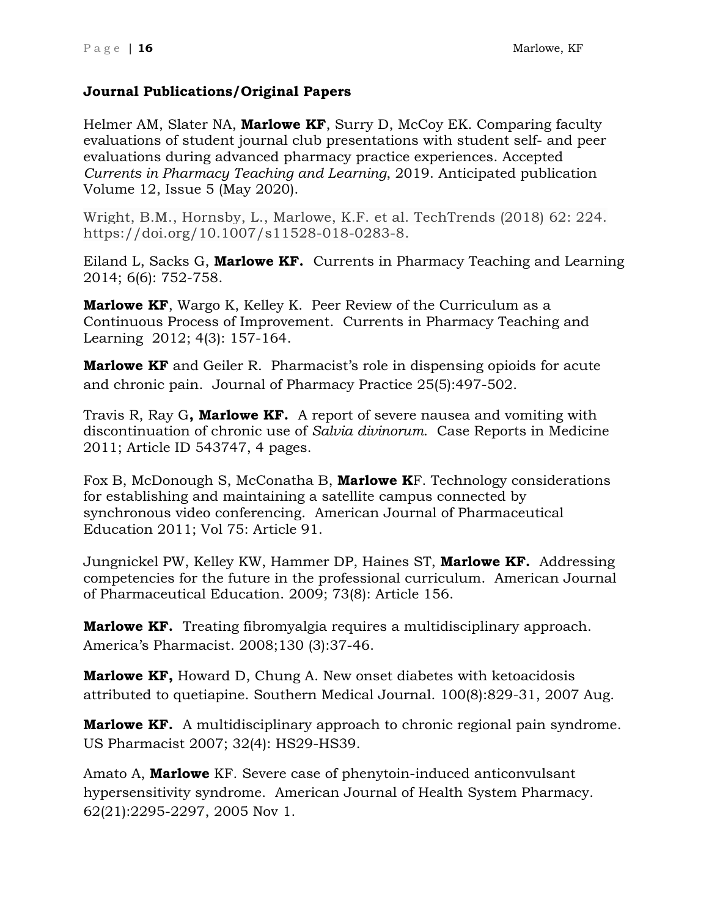**Journal Publications/Original Papers**

Helmer AM, Slater NA, **Marlowe KF**, Surry D, McCoy EK. Comparing faculty evaluations of student journal club presentations with student self- and peer evaluations during advanced pharmacy practice experiences. Accepted *Currents in Pharmacy Teaching and Learning*, 2019. Anticipated publication Volume 12, Issue 5 (May 2020).

Wright, B.M., Hornsby, L., Marlowe, K.F. et al. TechTrends (2018) 62: 224. https://doi.org/10.1007/s11528-018-0283-8.

Eiland L, Sacks G, **Marlowe KF.** Currents in Pharmacy Teaching and Learning 2014; 6(6): 752-758.

**Marlowe KF**, Wargo K, Kelley K. Peer Review of the Curriculum as a Continuous Process of Improvement. Currents in Pharmacy Teaching and Learning 2012; 4(3): 157-164.

**Marlowe KF** and Geiler R. Pharmacist's role in dispensing opioids for acute and chronic pain. Journal of Pharmacy Practice 25(5):497-502.

Travis R, Ray G**, Marlowe KF.** A report of severe nausea and vomiting with discontinuation of chronic use of *Salvia divinorum*. Case Reports in Medicine 2011; Article ID 543747, 4 pages.

Fox B, McDonough S, McConatha B, **Marlowe K**F. Technology considerations for establishing and maintaining a satellite campus connected by synchronous video conferencing. American Journal of Pharmaceutical Education 2011; Vol 75: Article 91.

Jungnickel PW, Kelley KW, Hammer DP, Haines ST, **Marlowe KF.** Addressing competencies for the future in the professional curriculum. American Journal of Pharmaceutical Education. 2009; 73(8): Article 156.

**Marlowe KF.** Treating fibromyalgia requires a multidisciplinary approach. America's Pharmacist. 2008;130 (3):37-46.

**Marlowe KF,** Howard D, Chung A. New onset diabetes with ketoacidosis attributed to quetiapine. Southern Medical Journal. 100(8):829-31, 2007 Aug.

**Marlowe KF.** A multidisciplinary approach to chronic regional pain syndrome. US Pharmacist 2007; 32(4): HS29-HS39.

Amato A, **Marlowe** KF. Severe case of phenytoin-induced anticonvulsant hypersensitivity syndrome. American Journal of Health System Pharmacy. 62(21):2295-2297, 2005 Nov 1.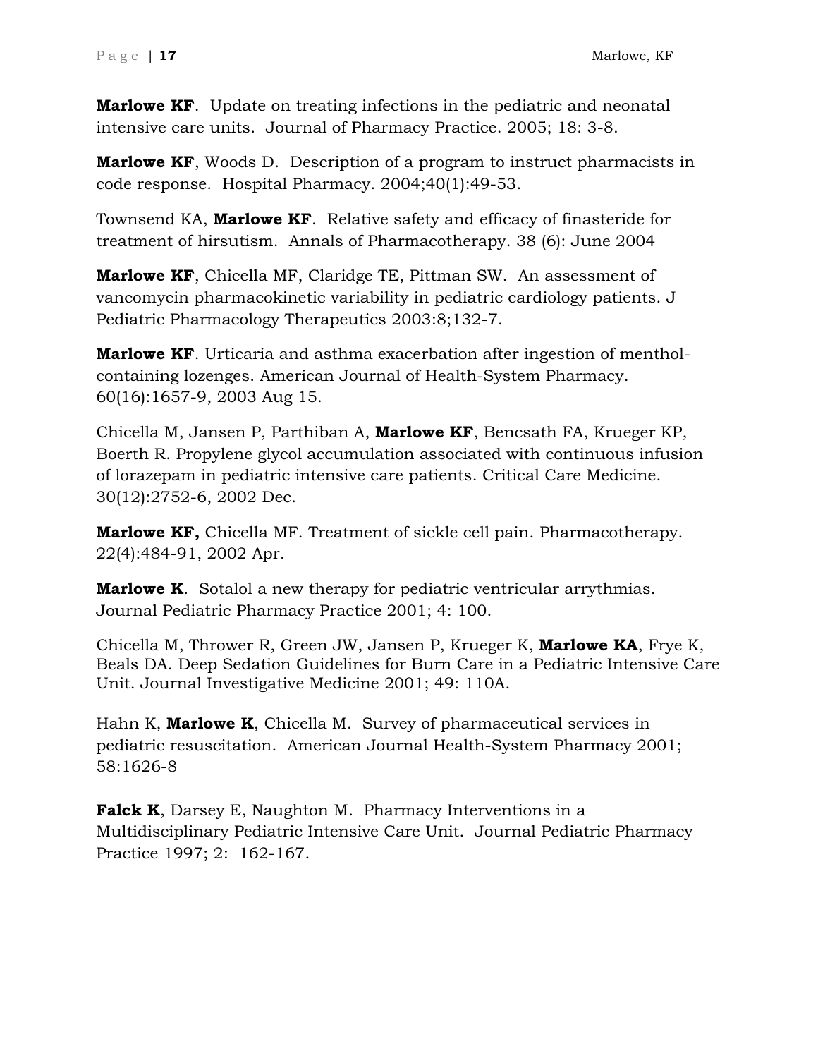**Marlowe KF**. Update on treating infections in the pediatric and neonatal intensive care units. Journal of Pharmacy Practice. 2005; 18: 3-8.

**Marlowe KF**, Woods D. Description of a program to instruct pharmacists in code response. Hospital Pharmacy. 2004;40(1):49-53.

Townsend KA, **Marlowe KF**. Relative safety and efficacy of finasteride for treatment of hirsutism. Annals of Pharmacotherapy. 38 (6): June 2004

**Marlowe KF**, Chicella MF, Claridge TE, Pittman SW. An assessment of vancomycin pharmacokinetic variability in pediatric cardiology patients. J Pediatric Pharmacology Therapeutics 2003:8;132-7.

**Marlowe KF**. Urticaria and asthma exacerbation after ingestion of menthol-containing lozenges. American Journal of Health-System Pharmacy. 60(16):1657-9, 2003 Aug 15.

Chicella M, Jansen P, Parthiban A, **Marlowe KF**, Bencsath FA, Krueger KP, Boerth R. Propylene glycol accumulation associated with continuous infusion of lorazepam in pediatric intensive care patients. Critical Care Medicine. 30(12):2752-6, 2002 Dec.

**Marlowe KF,** Chicella MF. Treatment of sickle cell pain. Pharmacotherapy. 22(4):484-91, 2002 Apr.

**Marlowe K**. Sotalol a new therapy for pediatric ventricular arrythmias. Journal Pediatric Pharmacy Practice 2001; 4: 100.

Chicella M, Thrower R, Green JW, Jansen P, Krueger K, **Marlowe KA**, Frye K, Beals DA. Deep Sedation Guidelines for Burn Care in a Pediatric Intensive Care Unit. Journal Investigative Medicine 2001; 49: 110A.

Hahn K, **Marlowe K**, Chicella M. Survey of pharmaceutical services in pediatric resuscitation. American Journal Health-System Pharmacy 2001; 58:1626-8

**Falck K**, Darsey E, Naughton M. Pharmacy Interventions in a Multidisciplinary Pediatric Intensive Care Unit. Journal Pediatric Pharmacy Practice 1997; 2: 162-167.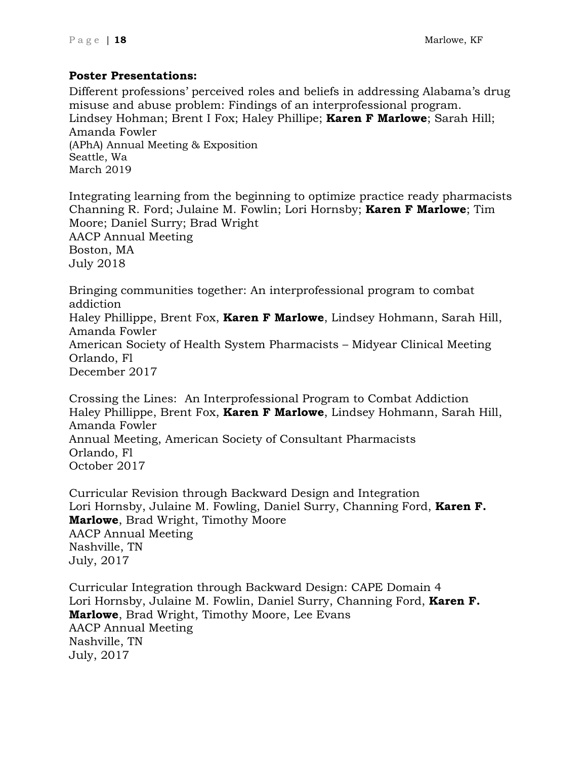**Poster Presentations:**

Different professions' perceived roles and beliefs in addressing Alabama's drug misuse and abuse problem: Findings of an interprofessional program.
Lindsey Hohman; Brent I Fox; Haley Phillipe; **Karen F Marlowe**; Sarah Hill; Amanda Fowler
(APhA) Annual Meeting & Exposition
Seattle, Wa
March 2019

Integrating learning from the beginning to optimize practice ready pharmacists
Channing R. Ford; Julaine M. Fowlin; Lori Hornsby; **Karen F Marlowe**; Tim Moore; Daniel Surry; Brad Wright
AACP Annual Meeting
Boston, MA
July 2018

Bringing communities together: An interprofessional program to combat addiction
Haley Phillippe, Brent Fox, **Karen F Marlowe**, Lindsey Hohmann, Sarah Hill, Amanda Fowler
American Society of Health System Pharmacists – Midyear Clinical Meeting
Orlando, Fl
December 2017

Crossing the Lines: An Interprofessional Program to Combat Addiction
Haley Phillippe, Brent Fox, **Karen F Marlowe**, Lindsey Hohmann, Sarah Hill, Amanda Fowler
Annual Meeting, American Society of Consultant Pharmacists
Orlando, Fl
October 2017

Curricular Revision through Backward Design and Integration
Lori Hornsby, Julaine M. Fowling, Daniel Surry, Channing Ford, **Karen F. Marlowe**, Brad Wright, Timothy Moore
AACP Annual Meeting
Nashville, TN
July, 2017

Curricular Integration through Backward Design: CAPE Domain 4
Lori Hornsby, Julaine M. Fowlin, Daniel Surry, Channing Ford, **Karen F. Marlowe**, Brad Wright, Timothy Moore, Lee Evans
AACP Annual Meeting
Nashville, TN
July, 2017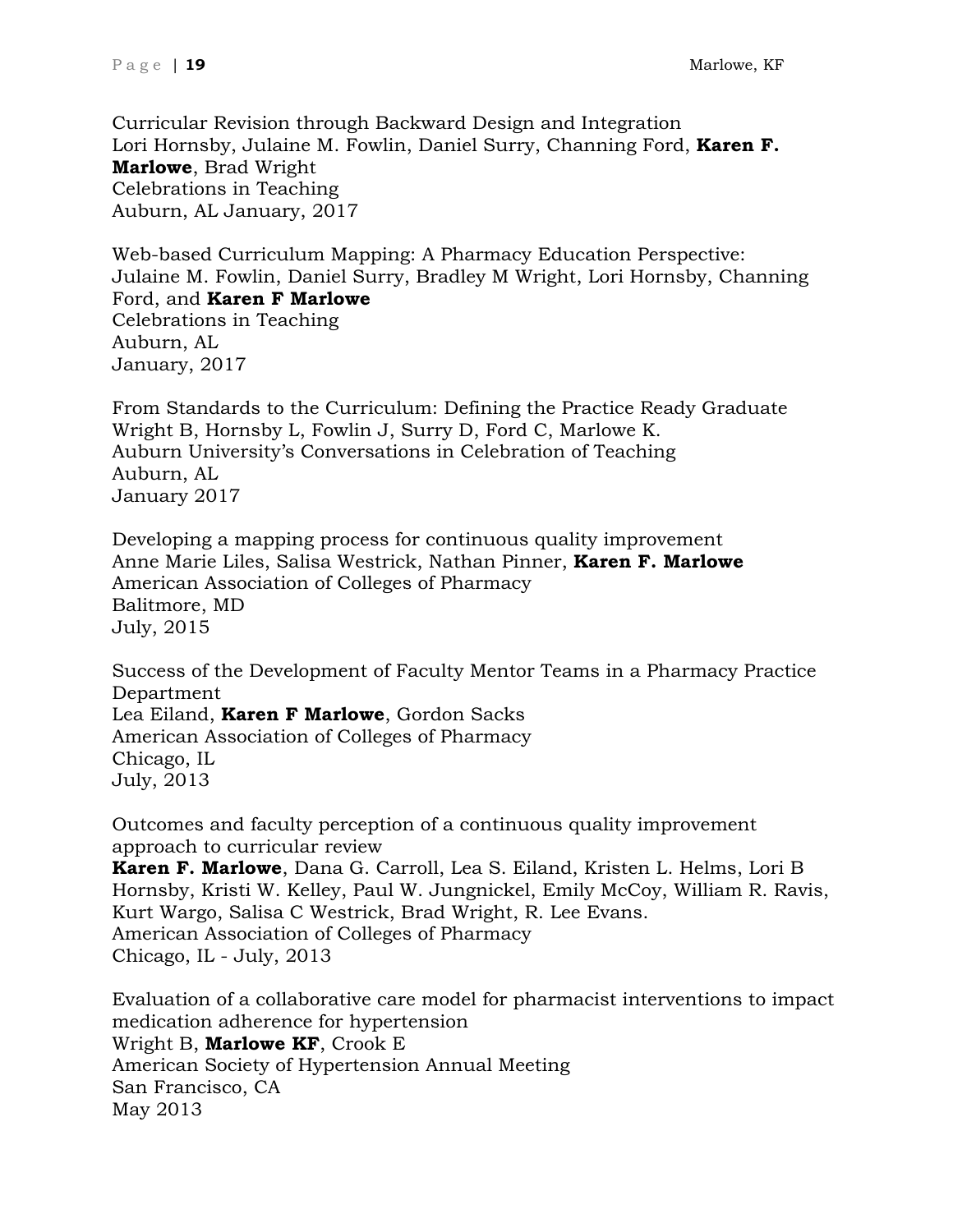Curricular Revision through Backward Design and Integration
Lori Hornsby, Julaine M. Fowlin, Daniel Surry, Channing Ford, **Karen F. Marlowe**, Brad Wright
Celebrations in Teaching
Auburn, AL January, 2017

Web-based Curriculum Mapping: A Pharmacy Education Perspective:
Julaine M. Fowlin, Daniel Surry, Bradley M Wright, Lori Hornsby, Channing Ford, and **Karen F Marlowe**
Celebrations in Teaching
Auburn, AL
January, 2017

From Standards to the Curriculum: Defining the Practice Ready Graduate
Wright B, Hornsby L, Fowlin J, Surry D, Ford C, Marlowe K.
Auburn University's Conversations in Celebration of Teaching
Auburn, AL
January 2017

Developing a mapping process for continuous quality improvement
Anne Marie Liles, Salisa Westrick, Nathan Pinner, **Karen F. Marlowe**
American Association of Colleges of Pharmacy
Balitmore, MD
July, 2015

Success of the Development of Faculty Mentor Teams in a Pharmacy Practice Department
Lea Eiland, **Karen F Marlowe**, Gordon Sacks
American Association of Colleges of Pharmacy
Chicago, IL
July, 2013

Outcomes and faculty perception of a continuous quality improvement approach to curricular review
**Karen F. Marlowe**, Dana G. Carroll, Lea S. Eiland, Kristen L. Helms, Lori B Hornsby, Kristi W. Kelley, Paul W. Jungnickel, Emily McCoy, William R. Ravis, Kurt Wargo, Salisa C Westrick, Brad Wright, R. Lee Evans.
American Association of Colleges of Pharmacy
Chicago, IL - July, 2013

Evaluation of a collaborative care model for pharmacist interventions to impact medication adherence for hypertension
Wright B, **Marlowe KF**, Crook E
American Society of Hypertension Annual Meeting
San Francisco, CA
May 2013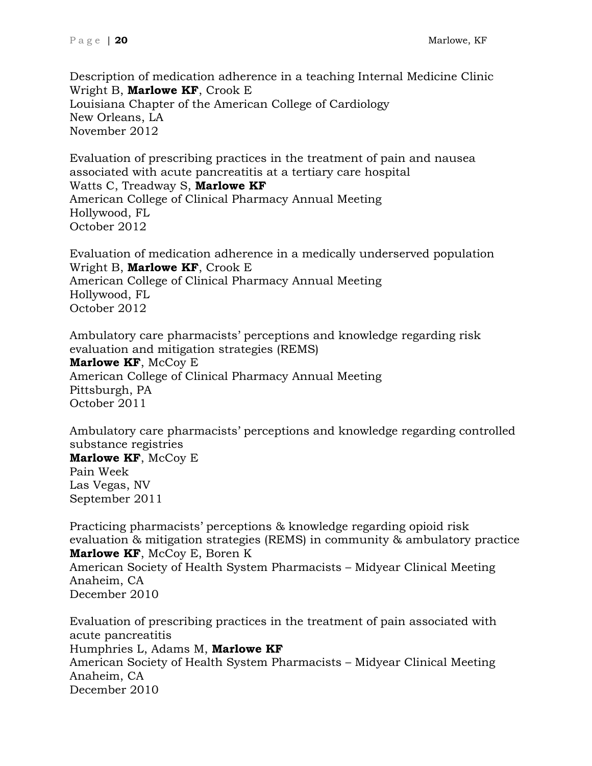Description of medication adherence in a teaching Internal Medicine Clinic
Wright B, **Marlowe KF**, Crook E
Louisiana Chapter of the American College of Cardiology
New Orleans, LA
November 2012

Evaluation of prescribing practices in the treatment of pain and nausea associated with acute pancreatitis at a tertiary care hospital
Watts C, Treadway S, **Marlowe KF**
American College of Clinical Pharmacy Annual Meeting
Hollywood, FL
October 2012

Evaluation of medication adherence in a medically underserved population
Wright B, **Marlowe KF**, Crook E
American College of Clinical Pharmacy Annual Meeting
Hollywood, FL
October 2012

Ambulatory care pharmacists' perceptions and knowledge regarding risk evaluation and mitigation strategies (REMS)
**Marlowe KF**, McCoy E
American College of Clinical Pharmacy Annual Meeting
Pittsburgh, PA
October 2011

Ambulatory care pharmacists' perceptions and knowledge regarding controlled substance registries
**Marlowe KF**, McCoy E
Pain Week
Las Vegas, NV
September 2011

Practicing pharmacists' perceptions & knowledge regarding opioid risk evaluation & mitigation strategies (REMS) in community & ambulatory practice
**Marlowe KF**, McCoy E, Boren K
American Society of Health System Pharmacists – Midyear Clinical Meeting
Anaheim, CA
December 2010

Evaluation of prescribing practices in the treatment of pain associated with acute pancreatitis
Humphries L, Adams M, **Marlowe KF**
American Society of Health System Pharmacists – Midyear Clinical Meeting
Anaheim, CA
December 2010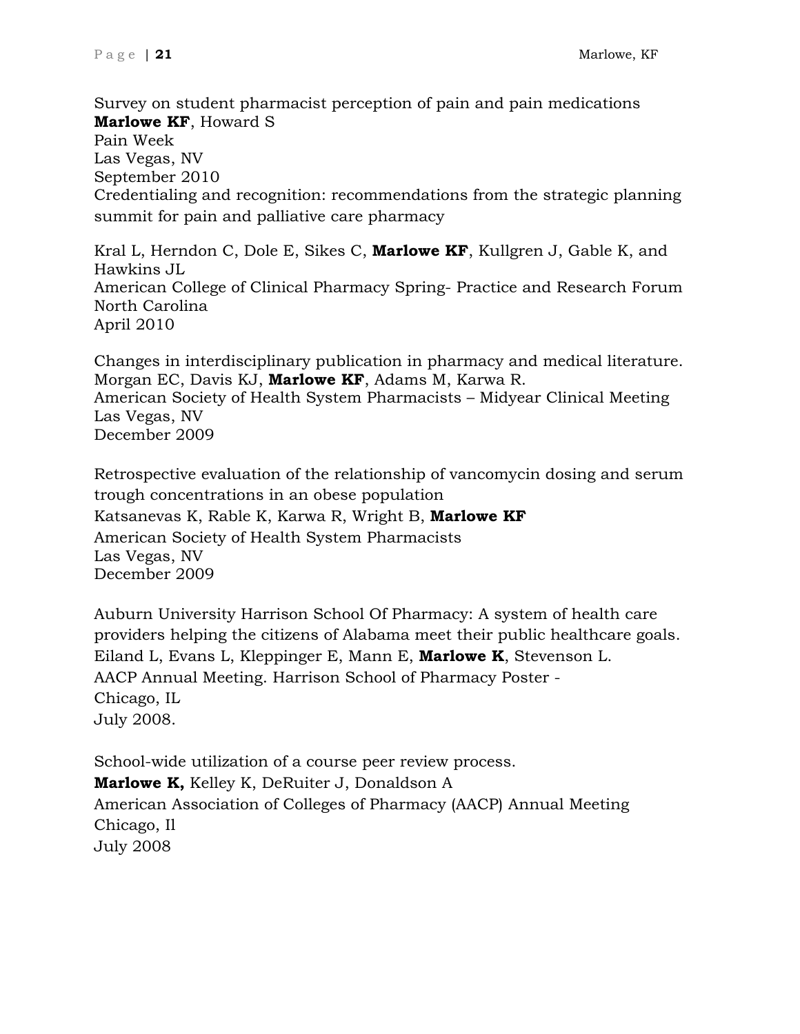Survey on student pharmacist perception of pain and pain medications
**Marlowe KF**, Howard S
Pain Week
Las Vegas, NV
September 2010

Credentialing and recognition: recommendations from the strategic planning summit for pain and palliative care pharmacy

Kral L, Herndon C, Dole E, Sikes C, **Marlowe KF**, Kullgren J, Gable K, and Hawkins JL
American College of Clinical Pharmacy Spring- Practice and Research Forum
North Carolina
April 2010

Changes in interdisciplinary publication in pharmacy and medical literature.
Morgan EC, Davis KJ, **Marlowe KF**, Adams M, Karwa R.
American Society of Health System Pharmacists – Midyear Clinical Meeting
Las Vegas, NV
December 2009

Retrospective evaluation of the relationship of vancomycin dosing and serum trough concentrations in an obese population
Katsanevas K, Rable K, Karwa R, Wright B, **Marlowe KF**
American Society of Health System Pharmacists
Las Vegas, NV
December 2009

Auburn University Harrison School Of Pharmacy: A system of health care providers helping the citizens of Alabama meet their public healthcare goals.
Eiland L, Evans L, Kleppinger E, Mann E, **Marlowe K**, Stevenson L.
AACP Annual Meeting. Harrison School of Pharmacy Poster -
Chicago, IL
July 2008.

School-wide utilization of a course peer review process.
**Marlowe K,** Kelley K, DeRuiter J, Donaldson A
American Association of Colleges of Pharmacy (AACP) Annual Meeting
Chicago, Il
July 2008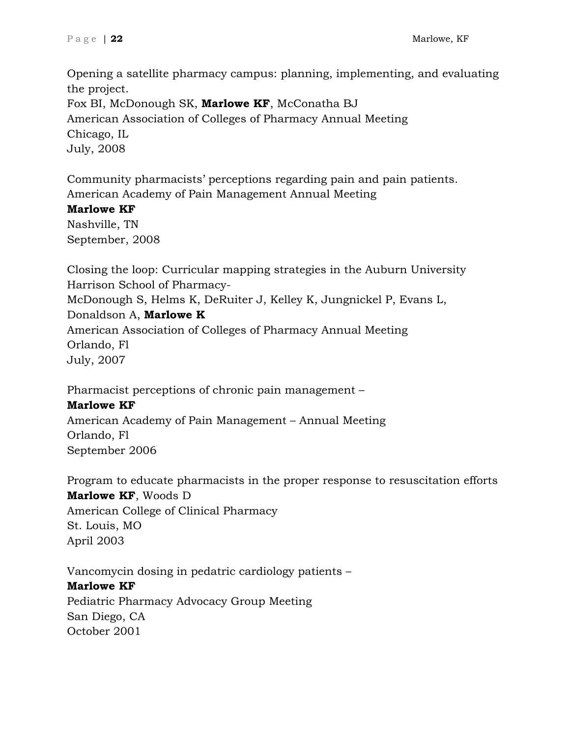Opening a satellite pharmacy campus: planning, implementing, and evaluating the project.
Fox BI, McDonough SK, **Marlowe KF**, McConatha BJ
American Association of Colleges of Pharmacy Annual Meeting
Chicago, IL
July, 2008

Community pharmacists' perceptions regarding pain and pain patients.
American Academy of Pain Management Annual Meeting
**Marlowe KF**
Nashville, TN
September, 2008

Closing the loop: Curricular mapping strategies in the Auburn University Harrison School of Pharmacy-
McDonough S, Helms K, DeRuiter J, Kelley K, Jungnickel P, Evans L, Donaldson A, **Marlowe K**
American Association of Colleges of Pharmacy Annual Meeting
Orlando, Fl
July, 2007

Pharmacist perceptions of chronic pain management –
**Marlowe KF**
American Academy of Pain Management – Annual Meeting
Orlando, Fl
September 2006

Program to educate pharmacists in the proper response to resuscitation efforts
**Marlowe KF**, Woods D
American College of Clinical Pharmacy
St. Louis, MO
April 2003

Vancomycin dosing in pedatric cardiology patients –
**Marlowe KF**
Pediatric Pharmacy Advocacy Group Meeting
San Diego, CA
October 2001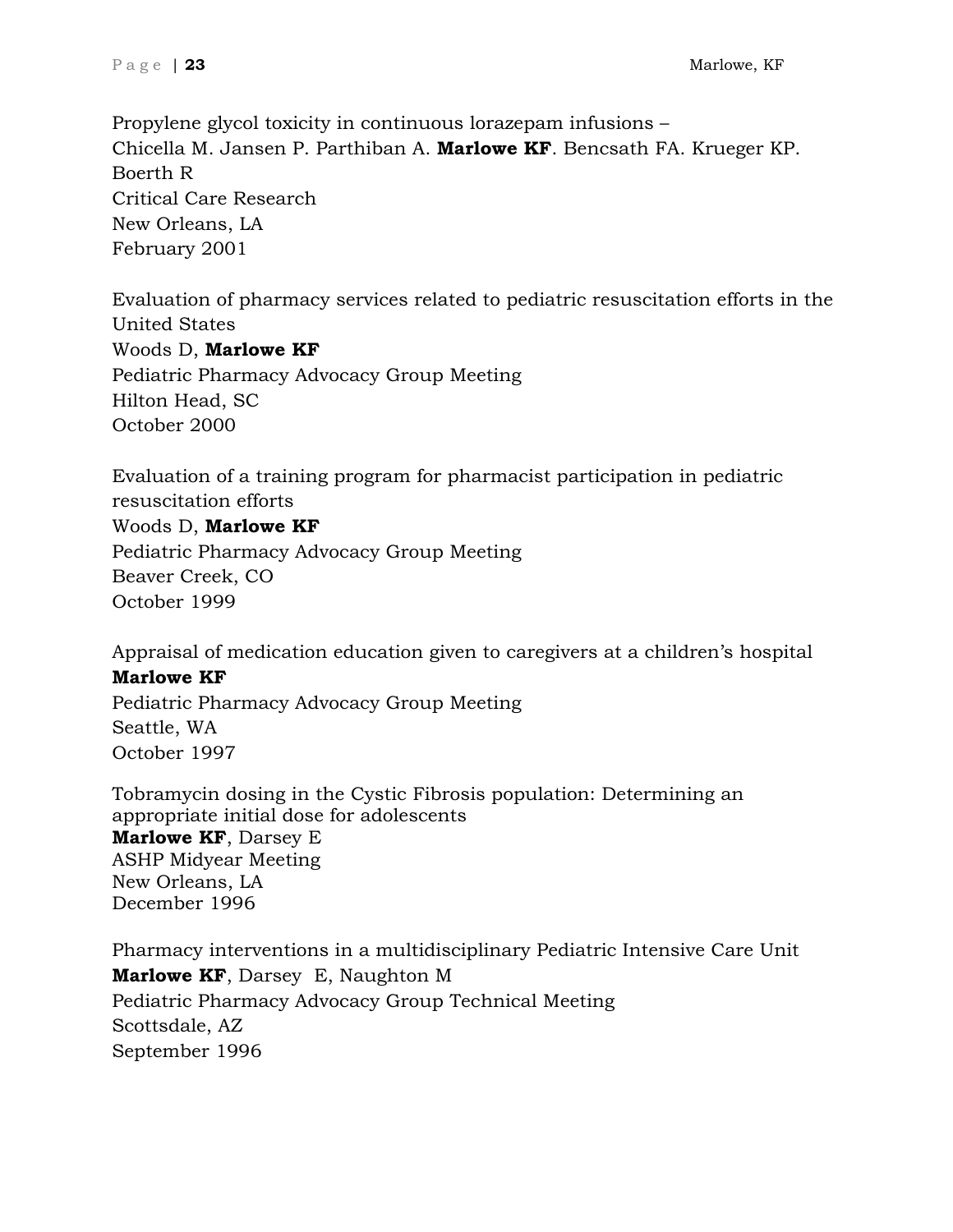Propylene glycol toxicity in continuous lorazepam infusions –
Chicella M. Jansen P. Parthiban A. **Marlowe KF**. Bencsath FA. Krueger KP. Boerth R
Critical Care Research
New Orleans, LA
February 2001

Evaluation of pharmacy services related to pediatric resuscitation efforts in the United States
Woods D, **Marlowe KF**
Pediatric Pharmacy Advocacy Group Meeting
Hilton Head, SC
October 2000

Evaluation of a training program for pharmacist participation in pediatric resuscitation efforts
Woods D, **Marlowe KF**
Pediatric Pharmacy Advocacy Group Meeting
Beaver Creek, CO
October 1999

Appraisal of medication education given to caregivers at a children's hospital
**Marlowe KF**
Pediatric Pharmacy Advocacy Group Meeting
Seattle, WA
October 1997

Tobramycin dosing in the Cystic Fibrosis population: Determining an appropriate initial dose for adolescents
**Marlowe KF**, Darsey E
ASHP Midyear Meeting
New Orleans, LA
December 1996

Pharmacy interventions in a multidisciplinary Pediatric Intensive Care Unit
**Marlowe KF**, Darsey E, Naughton M
Pediatric Pharmacy Advocacy Group Technical Meeting
Scottsdale, AZ
September 1996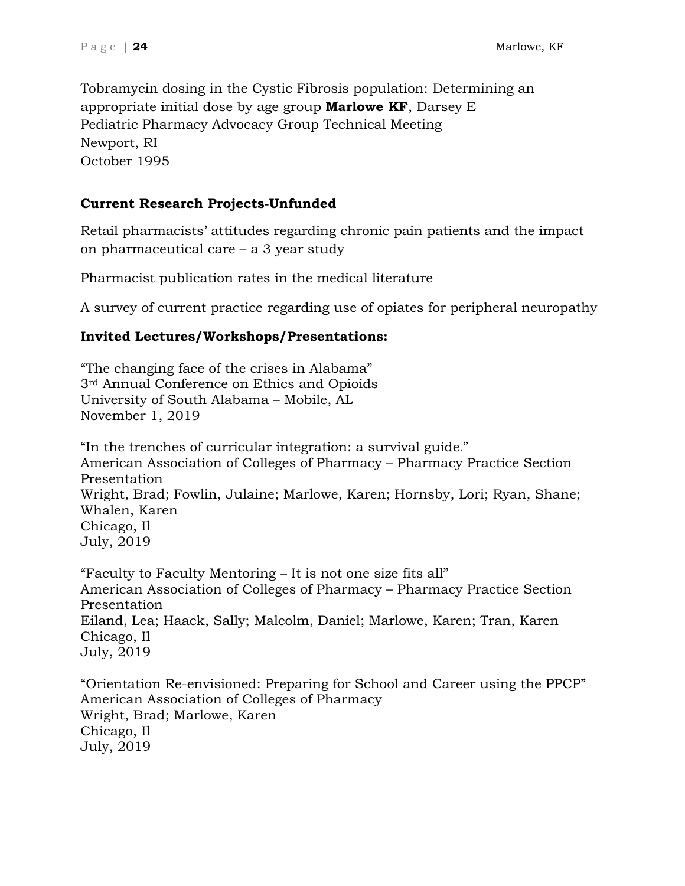Tobramycin dosing in the Cystic Fibrosis population: Determining an appropriate initial dose by age group **Marlowe KF**, Darsey E
Pediatric Pharmacy Advocacy Group Technical Meeting
Newport, RI
October 1995

**Current Research Projects-Unfunded**

Retail pharmacists' attitudes regarding chronic pain patients and the impact on pharmaceutical care – a 3 year study

Pharmacist publication rates in the medical literature

A survey of current practice regarding use of opiates for peripheral neuropathy

**Invited Lectures/Workshops/Presentations:**

"The changing face of the crises in Alabama"
3rd Annual Conference on Ethics and Opioids
University of South Alabama – Mobile, AL
November 1, 2019

"In the trenches of curricular integration: a survival guide."
American Association of Colleges of Pharmacy – Pharmacy Practice Section Presentation
Wright, Brad; Fowlin, Julaine; Marlowe, Karen; Hornsby, Lori; Ryan, Shane; Whalen, Karen
Chicago, Il
July, 2019

"Faculty to Faculty Mentoring – It is not one size fits all"
American Association of Colleges of Pharmacy – Pharmacy Practice Section Presentation
Eiland, Lea; Haack, Sally; Malcolm, Daniel; Marlowe, Karen; Tran, Karen
Chicago, Il
July, 2019

"Orientation Re-envisioned: Preparing for School and Career using the PPCP"
American Association of Colleges of Pharmacy
Wright, Brad; Marlowe, Karen
Chicago, Il
July, 2019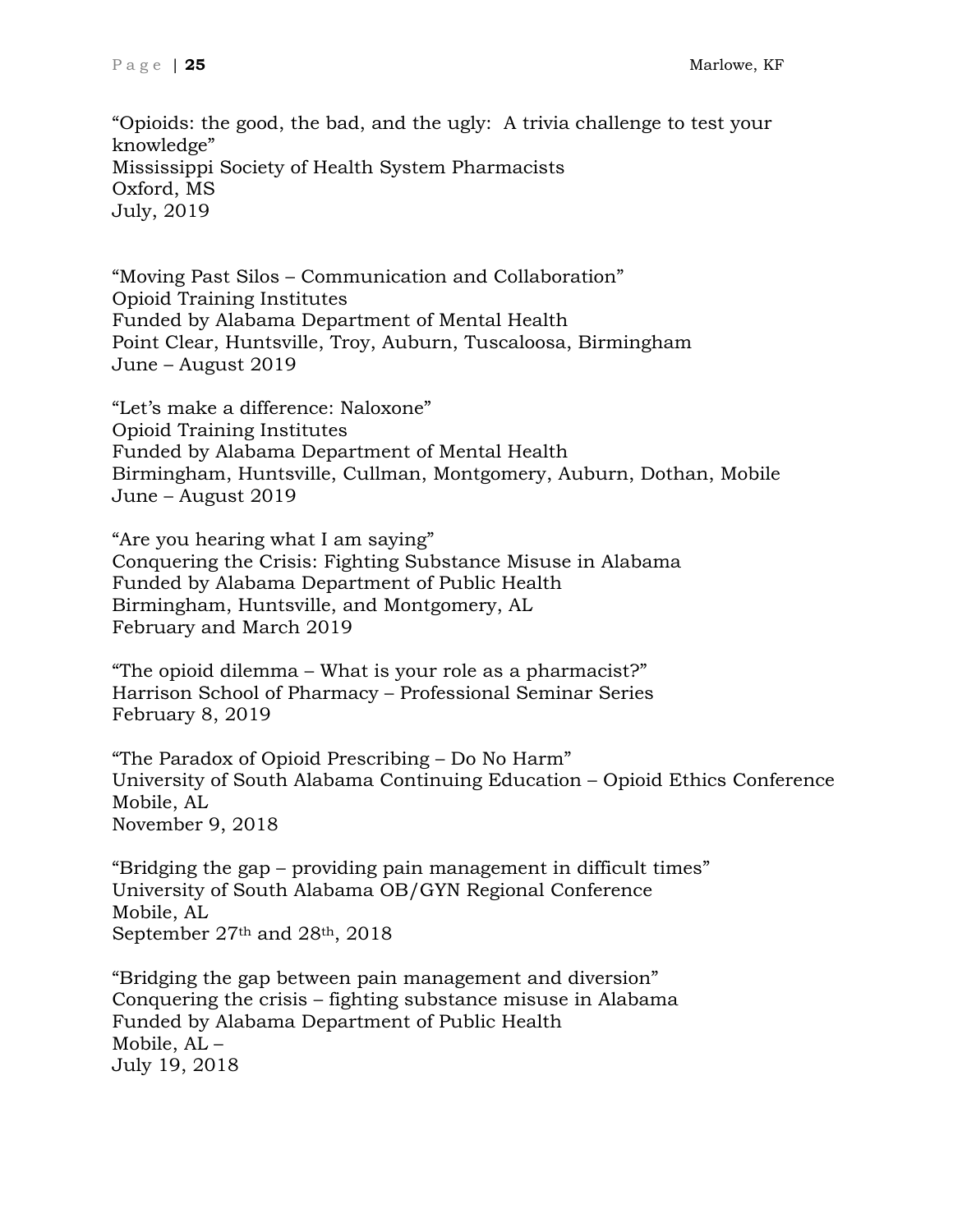“Opioids: the good, the bad, and the ugly: A trivia challenge to test your knowledge”
Mississippi Society of Health System Pharmacists
Oxford, MS
July, 2019

“Moving Past Silos – Communication and Collaboration”
Opioid Training Institutes
Funded by Alabama Department of Mental Health
Point Clear, Huntsville, Troy, Auburn, Tuscaloosa, Birmingham
June – August 2019

“Let’s make a difference: Naloxone”
Opioid Training Institutes
Funded by Alabama Department of Mental Health
Birmingham, Huntsville, Cullman, Montgomery, Auburn, Dothan, Mobile
June – August 2019

“Are you hearing what I am saying”
Conquering the Crisis: Fighting Substance Misuse in Alabama
Funded by Alabama Department of Public Health
Birmingham, Huntsville, and Montgomery, AL
February and March 2019

“The opioid dilemma – What is your role as a pharmacist?”
Harrison School of Pharmacy – Professional Seminar Series
February 8, 2019

“The Paradox of Opioid Prescribing – Do No Harm”
University of South Alabama Continuing Education – Opioid Ethics Conference
Mobile, AL
November 9, 2018

“Bridging the gap – providing pain management in difficult times”
University of South Alabama OB/GYN Regional Conference
Mobile, AL
September 27th and 28th, 2018

“Bridging the gap between pain management and diversion”
Conquering the crisis – fighting substance misuse in Alabama
Funded by Alabama Department of Public Health
Mobile, AL –
July 19, 2018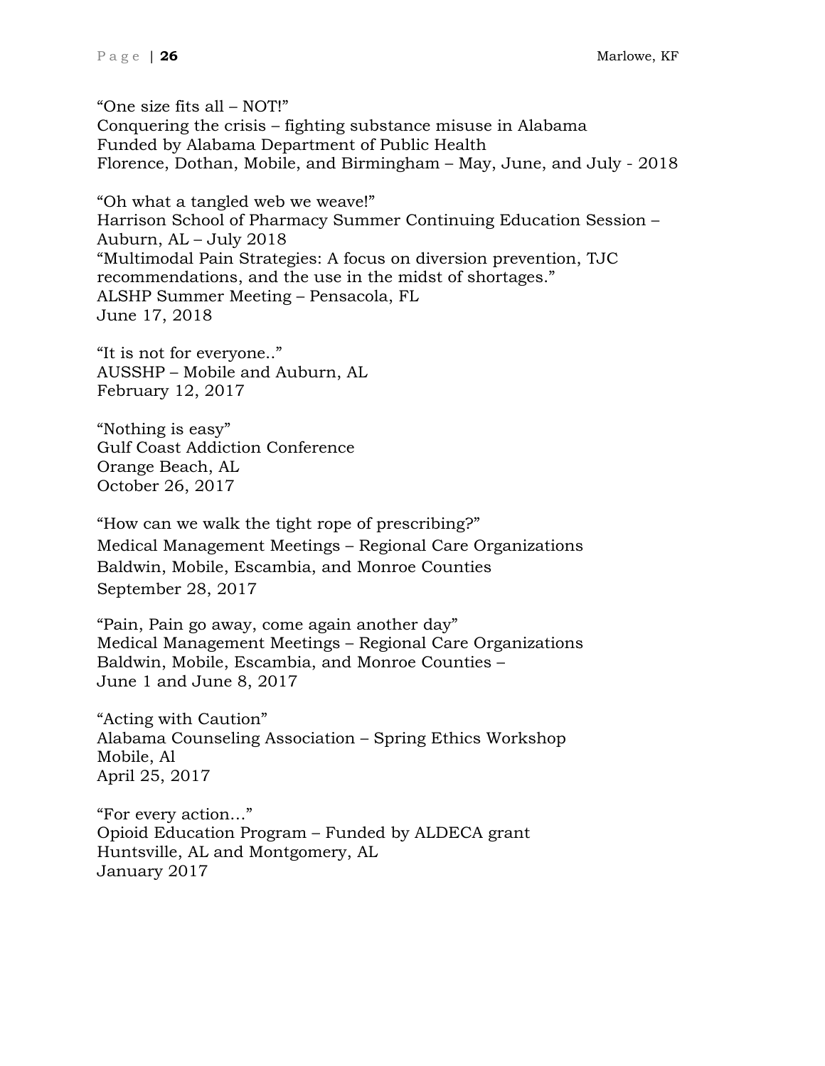"One size fits all – NOT!"
Conquering the crisis – fighting substance misuse in Alabama
Funded by Alabama Department of Public Health
Florence, Dothan, Mobile, and Birmingham – May, June, and July - 2018

"Oh what a tangled web we weave!"
Harrison School of Pharmacy Summer Continuing Education Session – Auburn, AL – July 2018
"Multimodal Pain Strategies: A focus on diversion prevention, TJC recommendations, and the use in the midst of shortages."
ALSHP Summer Meeting – Pensacola, FL
June 17, 2018

"It is not for everyone.."
AUSSHP – Mobile and Auburn, AL
February 12, 2017

"Nothing is easy"
Gulf Coast Addiction Conference
Orange Beach, AL
October 26, 2017

"How can we walk the tight rope of prescribing?"
Medical Management Meetings – Regional Care Organizations
Baldwin, Mobile, Escambia, and Monroe Counties
September 28, 2017

"Pain, Pain go away, come again another day"
Medical Management Meetings – Regional Care Organizations
Baldwin, Mobile, Escambia, and Monroe Counties –
June 1 and June 8, 2017

"Acting with Caution"
Alabama Counseling Association – Spring Ethics Workshop
Mobile, Al
April 25, 2017

"For every action…"
Opioid Education Program – Funded by ALDECA grant
Huntsville, AL and Montgomery, AL
January 2017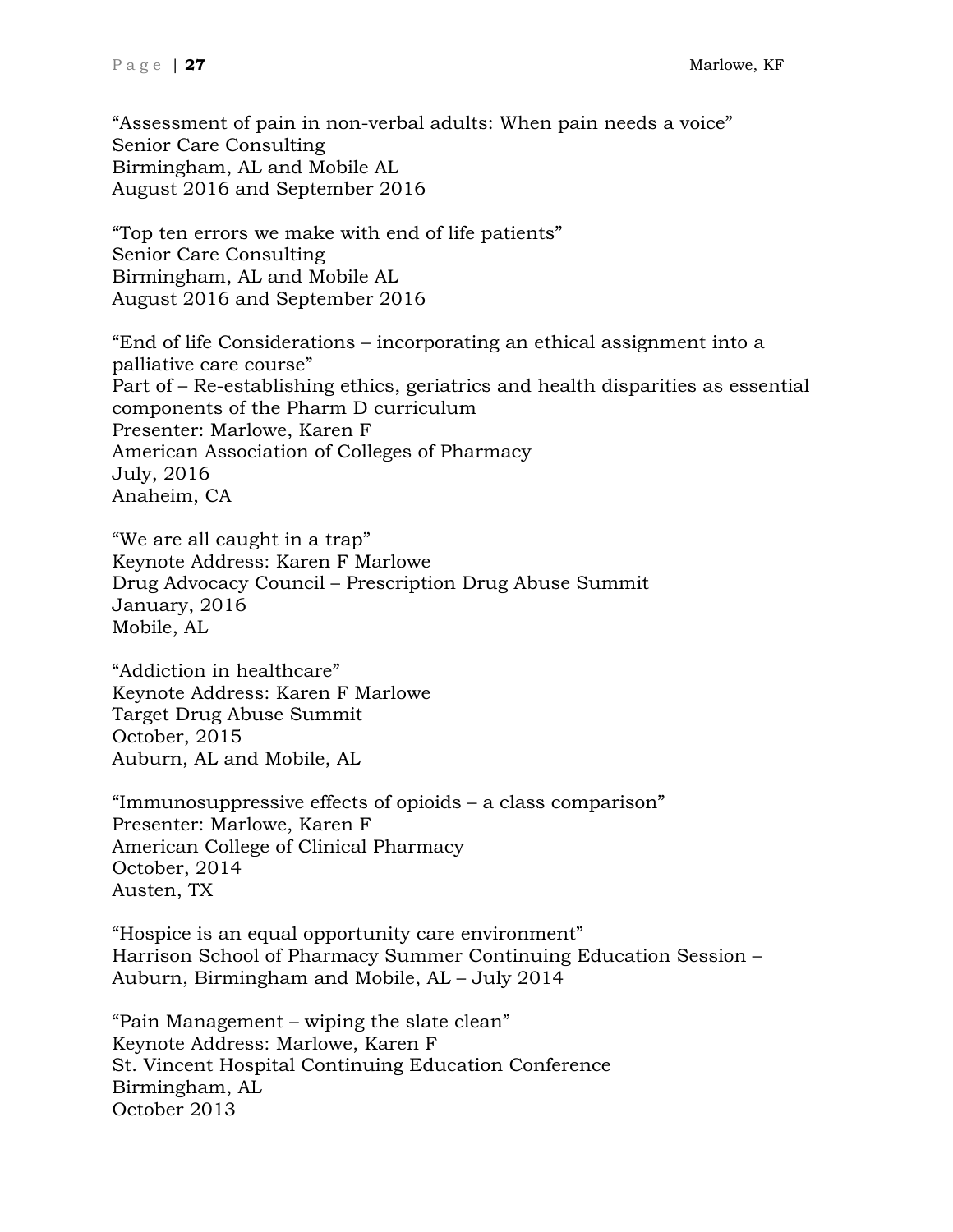"Assessment of pain in non-verbal adults: When pain needs a voice"
Senior Care Consulting
Birmingham, AL and Mobile AL
August 2016 and September 2016

"Top ten errors we make with end of life patients"
Senior Care Consulting
Birmingham, AL and Mobile AL
August 2016 and September 2016

"End of life Considerations – incorporating an ethical assignment into a palliative care course"
Part of – Re-establishing ethics, geriatrics and health disparities as essential components of the Pharm D curriculum
Presenter: Marlowe, Karen F
American Association of Colleges of Pharmacy
July, 2016
Anaheim, CA

"We are all caught in a trap"
Keynote Address: Karen F Marlowe
Drug Advocacy Council – Prescription Drug Abuse Summit
January, 2016
Mobile, AL

"Addiction in healthcare"
Keynote Address: Karen F Marlowe
Target Drug Abuse Summit
October, 2015
Auburn, AL and Mobile, AL

"Immunosuppressive effects of opioids – a class comparison"
Presenter: Marlowe, Karen F
American College of Clinical Pharmacy
October, 2014
Austen, TX

"Hospice is an equal opportunity care environment"
Harrison School of Pharmacy Summer Continuing Education Session – Auburn, Birmingham and Mobile, AL – July 2014

"Pain Management – wiping the slate clean"
Keynote Address: Marlowe, Karen F
St. Vincent Hospital Continuing Education Conference
Birmingham, AL
October 2013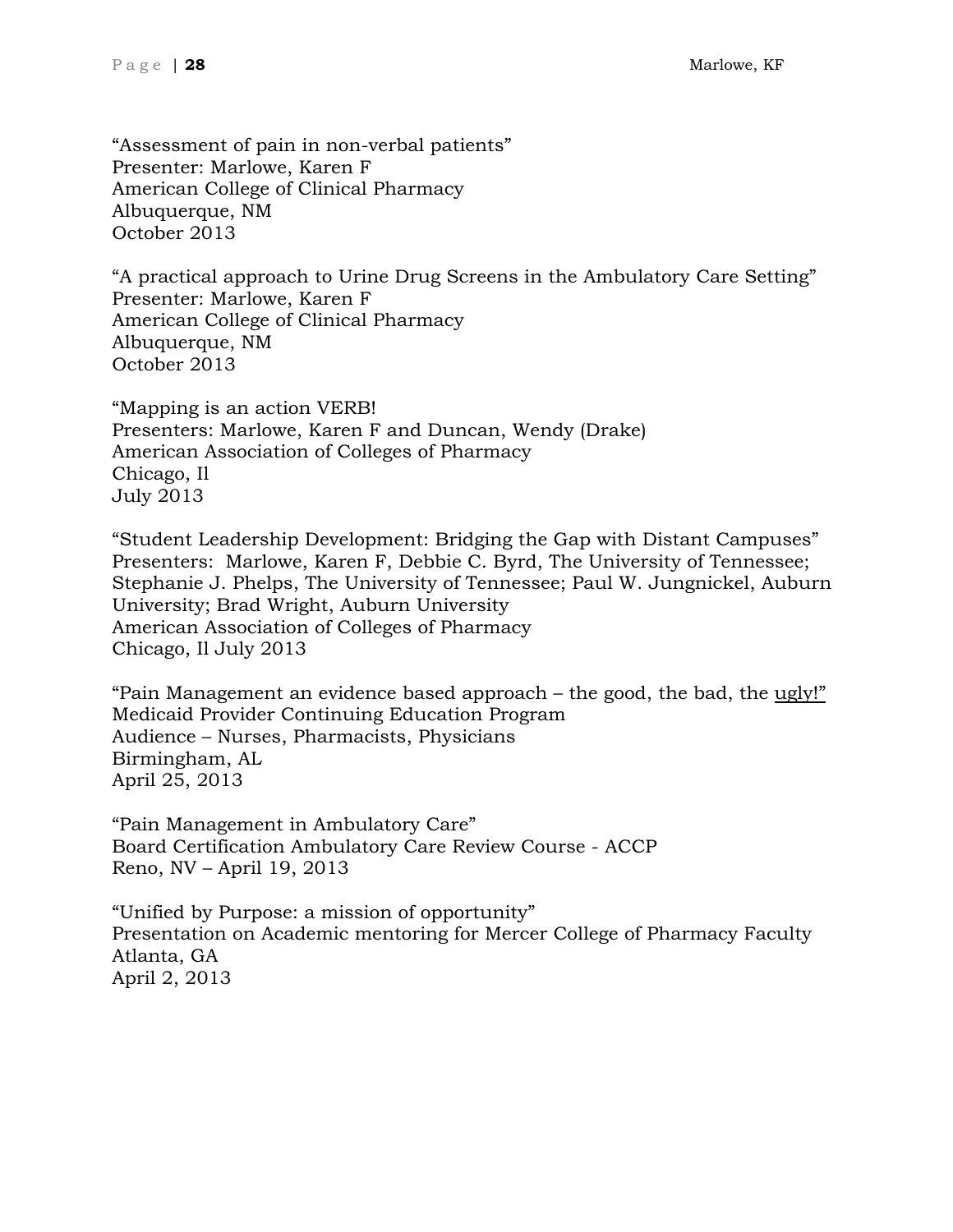"Assessment of pain in non-verbal patients"
Presenter: Marlowe, Karen F
American College of Clinical Pharmacy
Albuquerque, NM
October 2013

"A practical approach to Urine Drug Screens in the Ambulatory Care Setting"
Presenter: Marlowe, Karen F
American College of Clinical Pharmacy
Albuquerque, NM
October 2013

"Mapping is an action VERB!
Presenters: Marlowe, Karen F and Duncan, Wendy (Drake)
American Association of Colleges of Pharmacy
Chicago, Il
July 2013

"Student Leadership Development: Bridging the Gap with Distant Campuses"
Presenters: Marlowe, Karen F, Debbie C. Byrd, The University of Tennessee; Stephanie J. Phelps, The University of Tennessee; Paul W. Jungnickel, Auburn University; Brad Wright, Auburn University
American Association of Colleges of Pharmacy
Chicago, Il July 2013

"Pain Management an evidence based approach – the good, the bad, the <u>ugly!"</u>
Medicaid Provider Continuing Education Program
Audience – Nurses, Pharmacists, Physicians
Birmingham, AL
April 25, 2013

"Pain Management in Ambulatory Care"
Board Certification Ambulatory Care Review Course - ACCP
Reno, NV – April 19, 2013

"Unified by Purpose: a mission of opportunity"
Presentation on Academic mentoring for Mercer College of Pharmacy Faculty
Atlanta, GA
April 2, 2013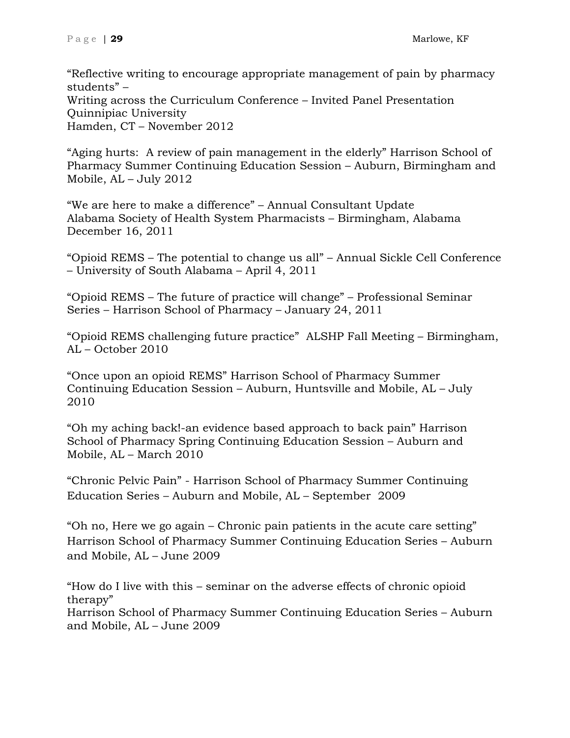"Reflective writing to encourage appropriate management of pain by pharmacy students" –
Writing across the Curriculum Conference – Invited Panel Presentation
Quinnipiac University
Hamden, CT – November 2012

"Aging hurts: A review of pain management in the elderly" Harrison School of Pharmacy Summer Continuing Education Session – Auburn, Birmingham and Mobile, AL – July 2012

"We are here to make a difference" – Annual Consultant Update
Alabama Society of Health System Pharmacists – Birmingham, Alabama
December 16, 2011

"Opioid REMS – The potential to change us all" – Annual Sickle Cell Conference – University of South Alabama – April 4, 2011

"Opioid REMS – The future of practice will change" – Professional Seminar Series – Harrison School of Pharmacy – January 24, 2011

"Opioid REMS challenging future practice" ALSHP Fall Meeting – Birmingham, AL – October 2010

"Once upon an opioid REMS" Harrison School of Pharmacy Summer Continuing Education Session – Auburn, Huntsville and Mobile, AL – July 2010

"Oh my aching back!-an evidence based approach to back pain" Harrison School of Pharmacy Spring Continuing Education Session – Auburn and Mobile, AL – March 2010

"Chronic Pelvic Pain" - Harrison School of Pharmacy Summer Continuing Education Series – Auburn and Mobile, AL – September 2009

"Oh no, Here we go again – Chronic pain patients in the acute care setting" Harrison School of Pharmacy Summer Continuing Education Series – Auburn and Mobile, AL – June 2009

"How do I live with this – seminar on the adverse effects of chronic opioid therapy"
Harrison School of Pharmacy Summer Continuing Education Series – Auburn and Mobile, AL – June 2009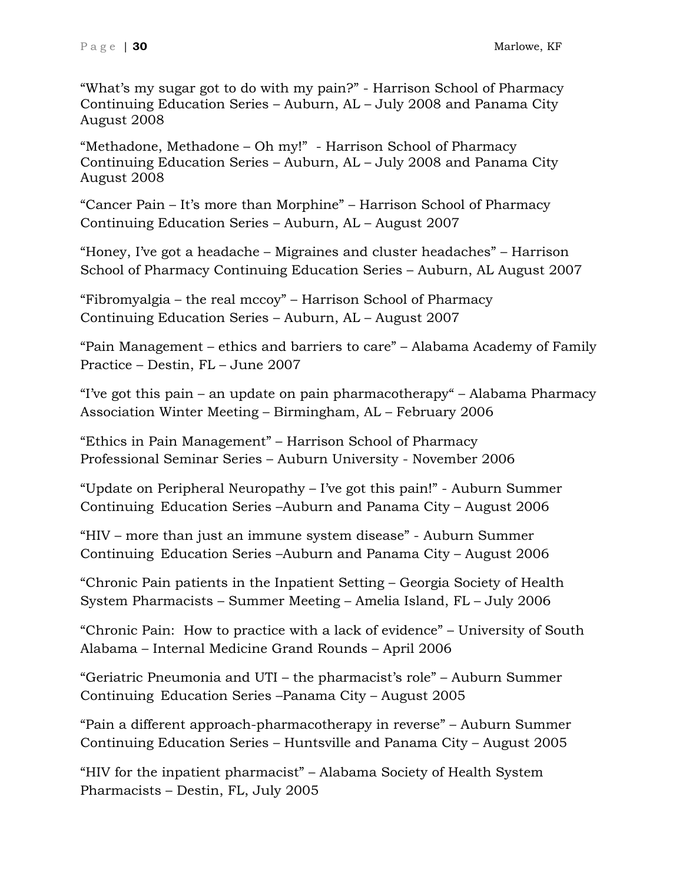"What's my sugar got to do with my pain?" - Harrison School of Pharmacy Continuing Education Series – Auburn, AL – July 2008 and Panama City August 2008

"Methadone, Methadone – Oh my!" - Harrison School of Pharmacy Continuing Education Series – Auburn, AL – July 2008 and Panama City August 2008

"Cancer Pain – It's more than Morphine" – Harrison School of Pharmacy Continuing Education Series – Auburn, AL – August 2007

"Honey, I've got a headache – Migraines and cluster headaches" – Harrison School of Pharmacy Continuing Education Series – Auburn, AL August 2007

"Fibromyalgia – the real mccoy" – Harrison School of Pharmacy Continuing Education Series – Auburn, AL – August 2007

"Pain Management – ethics and barriers to care" – Alabama Academy of Family Practice – Destin, FL – June 2007

"I've got this pain – an update on pain pharmacotherapy" – Alabama Pharmacy Association Winter Meeting – Birmingham, AL – February 2006

"Ethics in Pain Management" – Harrison School of Pharmacy Professional Seminar Series – Auburn University - November 2006

"Update on Peripheral Neuropathy – I've got this pain!" - Auburn Summer Continuing Education Series –Auburn and Panama City – August 2006

"HIV – more than just an immune system disease" - Auburn Summer Continuing Education Series –Auburn and Panama City – August 2006

"Chronic Pain patients in the Inpatient Setting – Georgia Society of Health System Pharmacists – Summer Meeting – Amelia Island, FL – July 2006

"Chronic Pain: How to practice with a lack of evidence" – University of South Alabama – Internal Medicine Grand Rounds – April 2006

"Geriatric Pneumonia and UTI – the pharmacist's role" – Auburn Summer Continuing Education Series –Panama City – August 2005

"Pain a different approach-pharmacotherapy in reverse" – Auburn Summer Continuing Education Series – Huntsville and Panama City – August 2005

"HIV for the inpatient pharmacist" – Alabama Society of Health System Pharmacists – Destin, FL, July 2005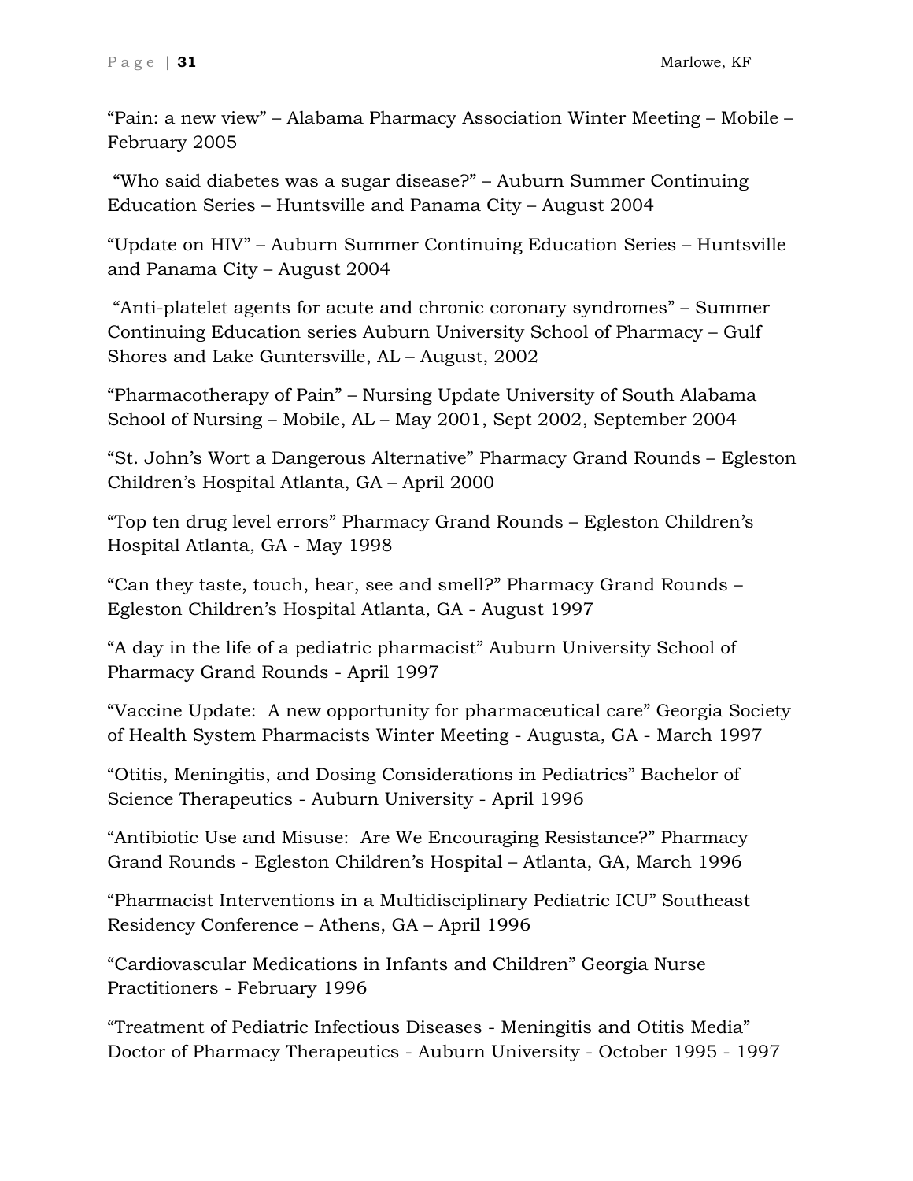"Pain: a new view" – Alabama Pharmacy Association Winter Meeting – Mobile – February 2005

"Who said diabetes was a sugar disease?" – Auburn Summer Continuing Education Series – Huntsville and Panama City – August 2004

"Update on HIV" – Auburn Summer Continuing Education Series – Huntsville and Panama City – August 2004

"Anti-platelet agents for acute and chronic coronary syndromes" – Summer Continuing Education series Auburn University School of Pharmacy – Gulf Shores and Lake Guntersville, AL – August, 2002

"Pharmacotherapy of Pain" – Nursing Update University of South Alabama School of Nursing – Mobile, AL – May 2001, Sept 2002, September 2004

"St. John's Wort a Dangerous Alternative" Pharmacy Grand Rounds – Egleston Children's Hospital Atlanta, GA – April 2000

"Top ten drug level errors" Pharmacy Grand Rounds – Egleston Children's Hospital Atlanta, GA - May 1998

"Can they taste, touch, hear, see and smell?" Pharmacy Grand Rounds – Egleston Children's Hospital Atlanta, GA - August 1997

"A day in the life of a pediatric pharmacist" Auburn University School of Pharmacy Grand Rounds - April 1997

"Vaccine Update: A new opportunity for pharmaceutical care" Georgia Society of Health System Pharmacists Winter Meeting - Augusta, GA - March 1997

"Otitis, Meningitis, and Dosing Considerations in Pediatrics" Bachelor of Science Therapeutics - Auburn University - April 1996

"Antibiotic Use and Misuse: Are We Encouraging Resistance?" Pharmacy Grand Rounds - Egleston Children's Hospital – Atlanta, GA, March 1996

"Pharmacist Interventions in a Multidisciplinary Pediatric ICU" Southeast Residency Conference – Athens, GA – April 1996

"Cardiovascular Medications in Infants and Children" Georgia Nurse Practitioners - February 1996

"Treatment of Pediatric Infectious Diseases - Meningitis and Otitis Media" Doctor of Pharmacy Therapeutics - Auburn University - October 1995 - 1997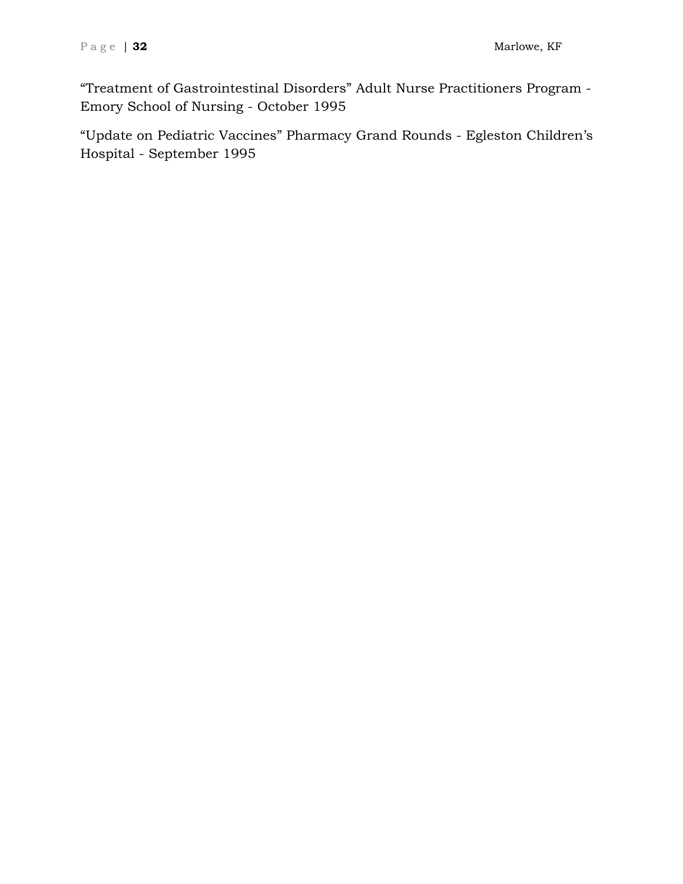“Treatment of Gastrointestinal Disorders” Adult Nurse Practitioners Program - Emory School of Nursing - October 1995

“Update on Pediatric Vaccines” Pharmacy Grand Rounds - Egleston Children’s Hospital - September 1995